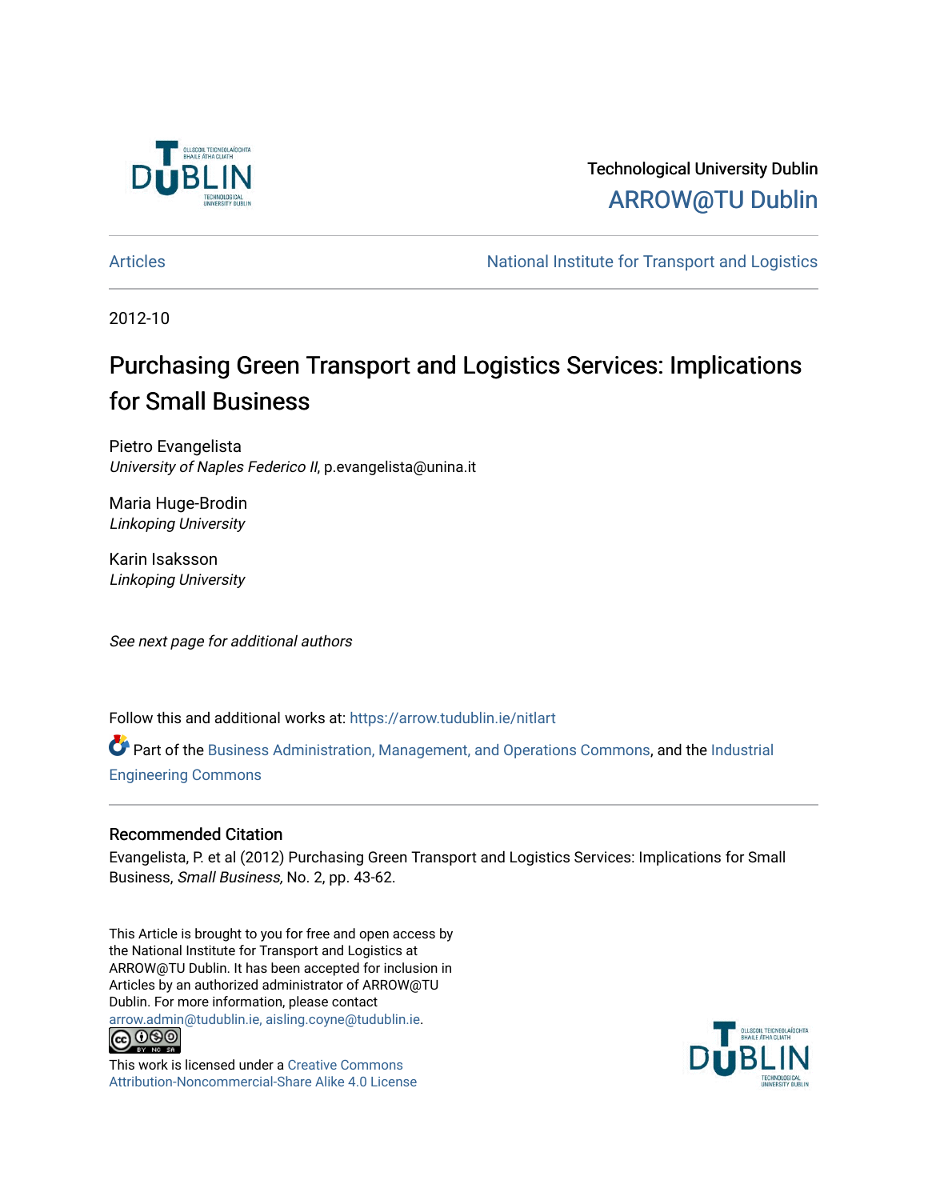Technological University Dublin

ARROW@TU Dublin

Articles | National Institute for Transport and Logistics

2012-10

# Purchasing Green Transport and Logistics Services: Implications for Small Business

Pietro Evangelista
*University of Naples Federico II*, p.evangelista@unina.it

Maria Huge-Brodin
*Linkoping University*

Karin Isaksson
*Linkoping University*

*See next page for additional authors*

Follow this and additional works at: https://arrow.tudublin.ie/nitlart

Part of the Business Administration, Management, and Operations Commons, and the Industrial Engineering Commons

## Recommended Citation

Evangelista, P. et al (2012) Purchasing Green Transport and Logistics Services: Implications for Small Business, *Small Business*, No. 2, pp. 43-62.

This Article is brought to you for free and open access by the National Institute for Transport and Logistics at ARROW@TU Dublin. It has been accepted for inclusion in Articles by an authorized administrator of ARROW@TU Dublin. For more information, please contact arrow.admin@tudublin.ie, aisling.coyne@tudublin.ie.

This work is licensed under a Creative Commons Attribution-Noncommercial-Share Alike 4.0 License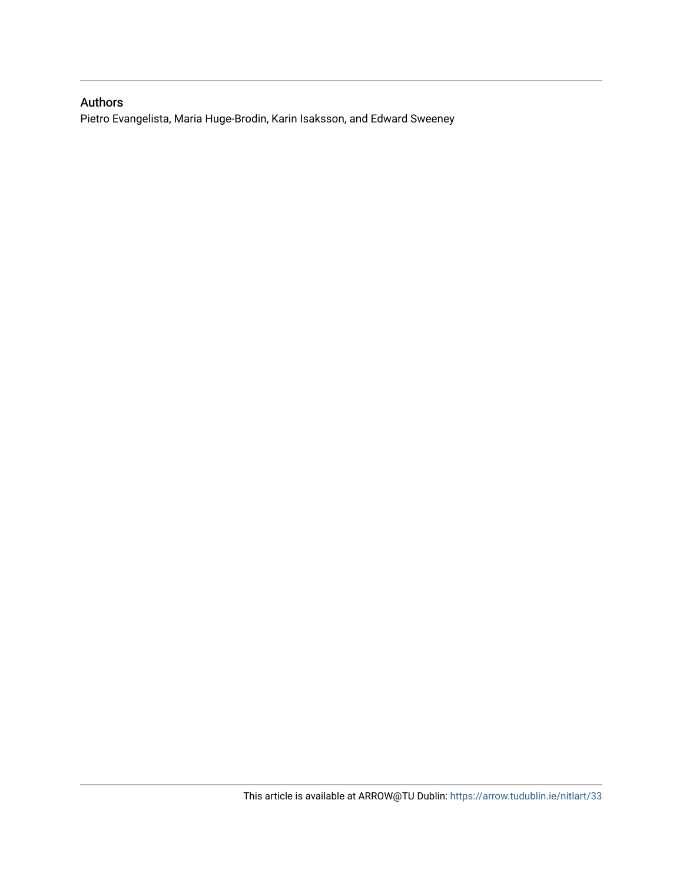## Authors

Pietro Evangelista, Maria Huge-Brodin, Karin Isaksson, and Edward Sweeney

This article is available at ARROW@TU Dublin: https://arrow.tudublin.ie/nitlart/33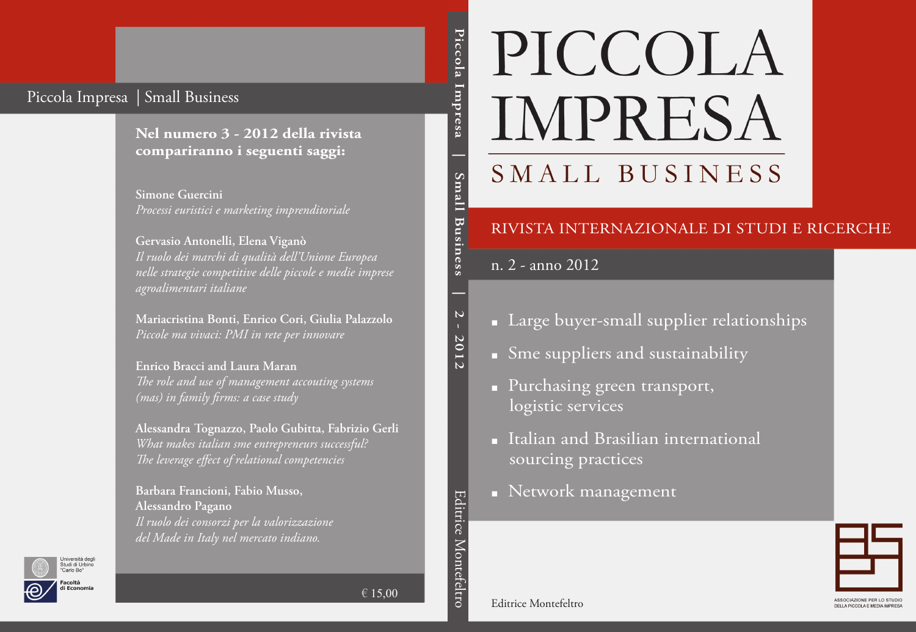Piccola Impresa | Small Business

**Nel numero 3 - 2012 della rivista compariranno i seguenti saggi:**

**Simone Guercini**
*Processi euristici e marketing imprenditoriale*

**Gervasio Antonelli, Elena Viganò**
*Il ruolo dei marchi di qualità dell'Unione Europea nelle strategie competitive delle piccole e medie imprese agroalimentari italiane*

**Mariacristina Bonti, Enrico Cori, Giulia Palazzolo**
*Piccole ma vivaci: PMI in rete per innovare*

**Enrico Bracci and Laura Maran**
*The role and use of management accouting systems (mas) in family firms: a case study*

**Alessandra Tognazzo, Paolo Gubitta, Fabrizio Gerli**
*What makes italian sme entrepreneurs successful? The leverage effect of relational competencies*

**Barbara Francioni, Fabio Musso, Alessandro Pagano**
*Il ruolo dei consorzi per la valorizzazione del Made in Italy nel mercato indiano.*

Università degli Studi di Urbino "Carlo Bo"
Facoltà di Economia

€ 15,00

Piccola Impresa | Small Business | 2 - 2012 — Editrice Montefeltro

# PICCOLA IMPRESA

## SMALL BUSINESS

RIVISTA INTERNAZIONALE DI STUDI E RICERCHE

n. 2 - anno 2012

- Large buyer-small supplier relationships
- Sme suppliers and sustainability
- Purchasing green transport, logistic services
- Italian and Brasilian international sourcing practices
- Network management

Editrice Montefeltro

ASSOCIAZIONE PER LO STUDIO DELLA PICCOLA E MEDIA IMPRESA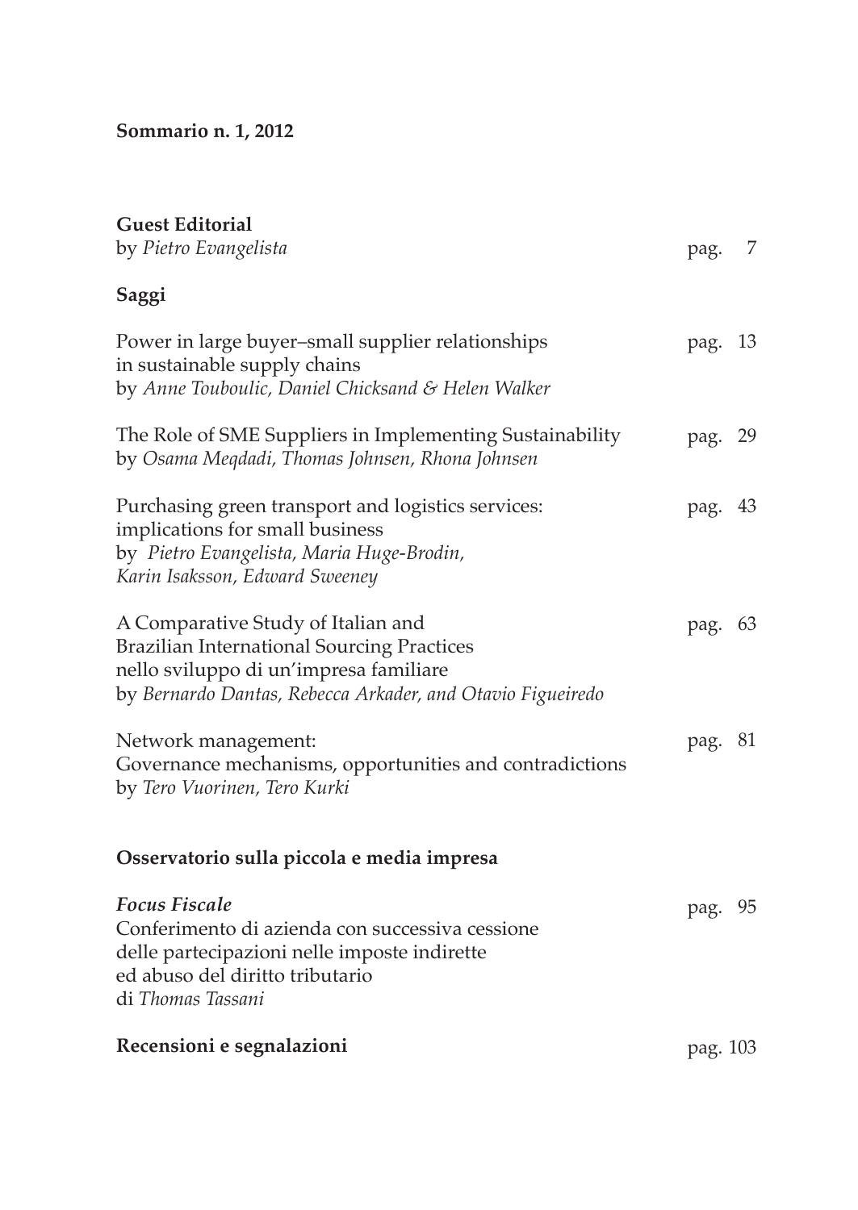**Sommario n. 1, 2012**

**Guest Editorial**
by *Pietro Evangelista* pag. 7

**Saggi**

Power in large buyer–small supplier relationships in sustainable supply chains
by *Anne Touboulic, Daniel Chicksand & Helen Walker* pag. 13

The Role of SME Suppliers in Implementing Sustainability
by *Osama Meqdadi, Thomas Johnsen, Rhona Johnsen* pag. 29

Purchasing green transport and logistics services: implications for small business
by *Pietro Evangelista, Maria Huge-Brodin, Karin Isaksson, Edward Sweeney* pag. 43

A Comparative Study of Italian and Brazilian International Sourcing Practices nello sviluppo di un'impresa familiare
by *Bernardo Dantas, Rebecca Arkader, and Otavio Figueiredo* pag. 63

Network management: Governance mechanisms, opportunities and contradictions
by *Tero Vuorinen, Tero Kurki* pag. 81

**Osservatorio sulla piccola e media impresa**

***Focus Fiscale***
Conferimento di azienda con successiva cessione delle partecipazioni nelle imposte indirette ed abuso del diritto tributario
di *Thomas Tassani* pag. 95

**Recensioni e segnalazioni** pag. 103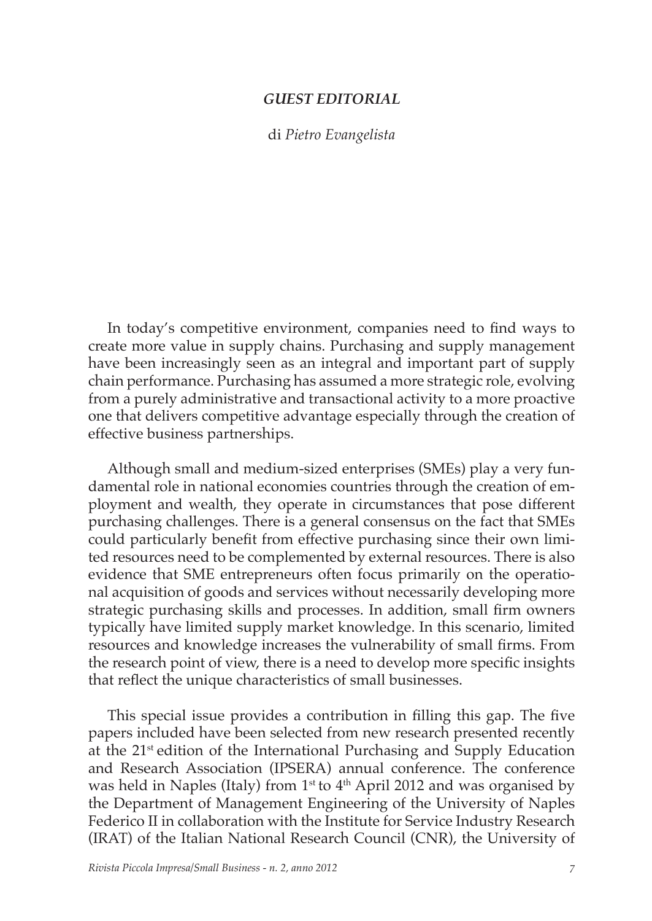## *GUEST EDITORIAL*

di *Pietro Evangelista*

In today's competitive environment, companies need to find ways to create more value in supply chains. Purchasing and supply management have been increasingly seen as an integral and important part of supply chain performance. Purchasing has assumed a more strategic role, evolving from a purely administrative and transactional activity to a more proactive one that delivers competitive advantage especially through the creation of effective business partnerships.

Although small and medium-sized enterprises (SMEs) play a very fundamental role in national economies countries through the creation of employment and wealth, they operate in circumstances that pose different purchasing challenges. There is a general consensus on the fact that SMEs could particularly benefit from effective purchasing since their own limited resources need to be complemented by external resources. There is also evidence that SME entrepreneurs often focus primarily on the operational acquisition of goods and services without necessarily developing more strategic purchasing skills and processes. In addition, small firm owners typically have limited supply market knowledge. In this scenario, limited resources and knowledge increases the vulnerability of small firms. From the research point of view, there is a need to develop more specific insights that reflect the unique characteristics of small businesses.

This special issue provides a contribution in filling this gap. The five papers included have been selected from new research presented recently at the 21st edition of the International Purchasing and Supply Education and Research Association (IPSERA) annual conference. The conference was held in Naples (Italy) from 1st to 4th April 2012 and was organised by the Department of Management Engineering of the University of Naples Federico II in collaboration with the Institute for Service Industry Research (IRAT) of the Italian National Research Council (CNR), the University of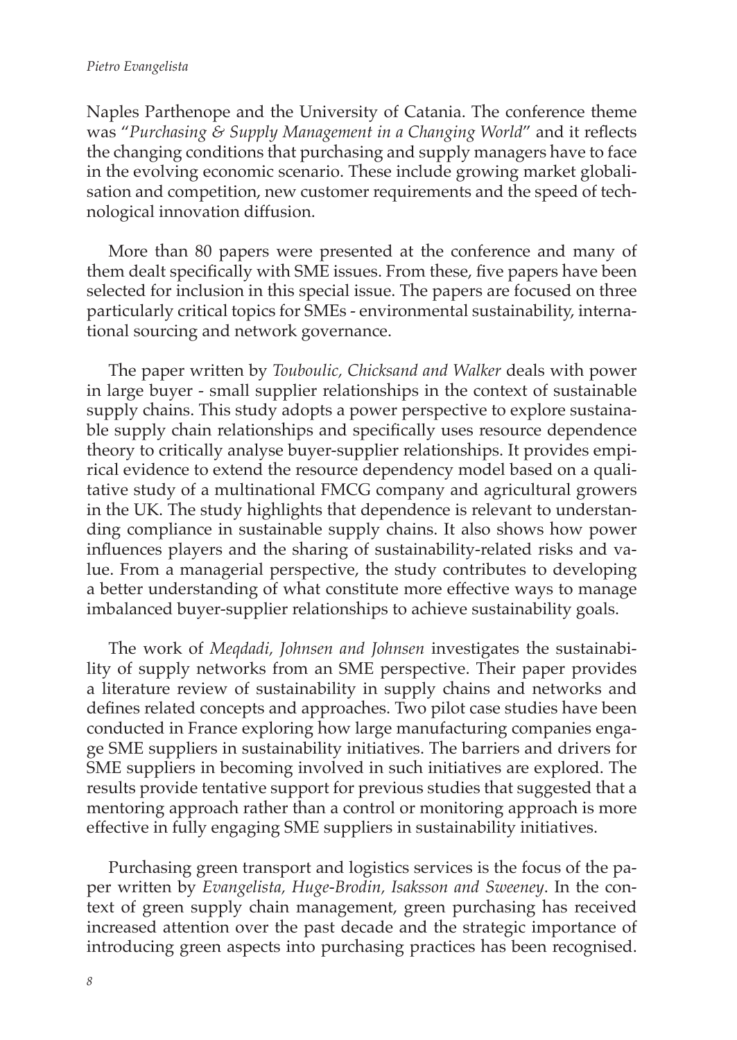Naples Parthenope and the University of Catania. The conference theme was "*Purchasing & Supply Management in a Changing World*" and it reflects the changing conditions that purchasing and supply managers have to face in the evolving economic scenario. These include growing market globalisation and competition, new customer requirements and the speed of technological innovation diffusion.

More than 80 papers were presented at the conference and many of them dealt specifically with SME issues. From these, five papers have been selected for inclusion in this special issue. The papers are focused on three particularly critical topics for SMEs - environmental sustainability, international sourcing and network governance.

The paper written by *Touboulic, Chicksand and Walker* deals with power in large buyer - small supplier relationships in the context of sustainable supply chains. This study adopts a power perspective to explore sustainable supply chain relationships and specifically uses resource dependence theory to critically analyse buyer-supplier relationships. It provides empirical evidence to extend the resource dependency model based on a qualitative study of a multinational FMCG company and agricultural growers in the UK. The study highlights that dependence is relevant to understanding compliance in sustainable supply chains. It also shows how power influences players and the sharing of sustainability-related risks and value. From a managerial perspective, the study contributes to developing a better understanding of what constitute more effective ways to manage imbalanced buyer-supplier relationships to achieve sustainability goals.

The work of *Meqdadi, Johnsen and Johnsen* investigates the sustainability of supply networks from an SME perspective. Their paper provides a literature review of sustainability in supply chains and networks and defines related concepts and approaches. Two pilot case studies have been conducted in France exploring how large manufacturing companies engage SME suppliers in sustainability initiatives. The barriers and drivers for SME suppliers in becoming involved in such initiatives are explored. The results provide tentative support for previous studies that suggested that a mentoring approach rather than a control or monitoring approach is more effective in fully engaging SME suppliers in sustainability initiatives.

Purchasing green transport and logistics services is the focus of the paper written by *Evangelista, Huge-Brodin, Isaksson and Sweeney*. In the context of green supply chain management, green purchasing has received increased attention over the past decade and the strategic importance of introducing green aspects into purchasing practices has been recognised.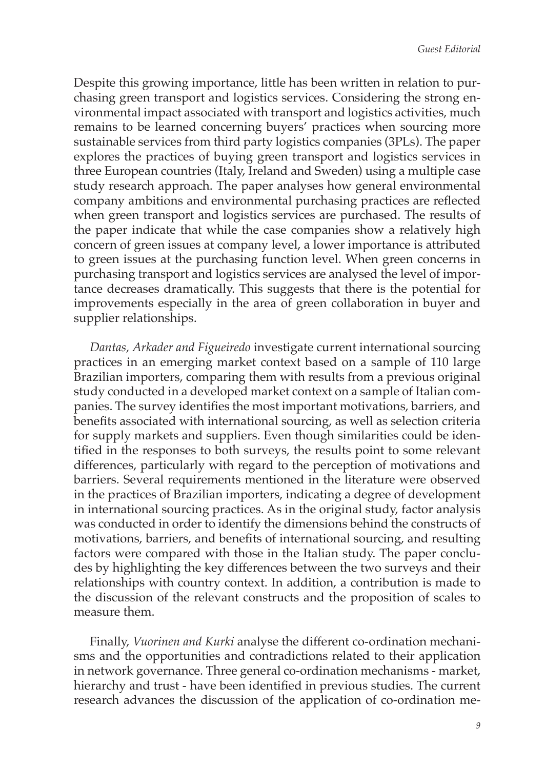Despite this growing importance, little has been written in relation to purchasing green transport and logistics services. Considering the strong environmental impact associated with transport and logistics activities, much remains to be learned concerning buyers' practices when sourcing more sustainable services from third party logistics companies (3PLs). The paper explores the practices of buying green transport and logistics services in three European countries (Italy, Ireland and Sweden) using a multiple case study research approach. The paper analyses how general environmental company ambitions and environmental purchasing practices are reflected when green transport and logistics services are purchased. The results of the paper indicate that while the case companies show a relatively high concern of green issues at company level, a lower importance is attributed to green issues at the purchasing function level. When green concerns in purchasing transport and logistics services are analysed the level of importance decreases dramatically. This suggests that there is the potential for improvements especially in the area of green collaboration in buyer and supplier relationships.

*Dantas, Arkader and Figueiredo* investigate current international sourcing practices in an emerging market context based on a sample of 110 large Brazilian importers, comparing them with results from a previous original study conducted in a developed market context on a sample of Italian companies. The survey identifies the most important motivations, barriers, and benefits associated with international sourcing, as well as selection criteria for supply markets and suppliers. Even though similarities could be identified in the responses to both surveys, the results point to some relevant differences, particularly with regard to the perception of motivations and barriers. Several requirements mentioned in the literature were observed in the practices of Brazilian importers, indicating a degree of development in international sourcing practices. As in the original study, factor analysis was conducted in order to identify the dimensions behind the constructs of motivations, barriers, and benefits of international sourcing, and resulting factors were compared with those in the Italian study. The paper concludes by highlighting the key differences between the two surveys and their relationships with country context. In addition, a contribution is made to the discussion of the relevant constructs and the proposition of scales to measure them.

Finally, *Vuorinen and Kurki* analyse the different co-ordination mechanisms and the opportunities and contradictions related to their application in network governance. Three general co-ordination mechanisms - market, hierarchy and trust - have been identified in previous studies. The current research advances the discussion of the application of co-ordination me-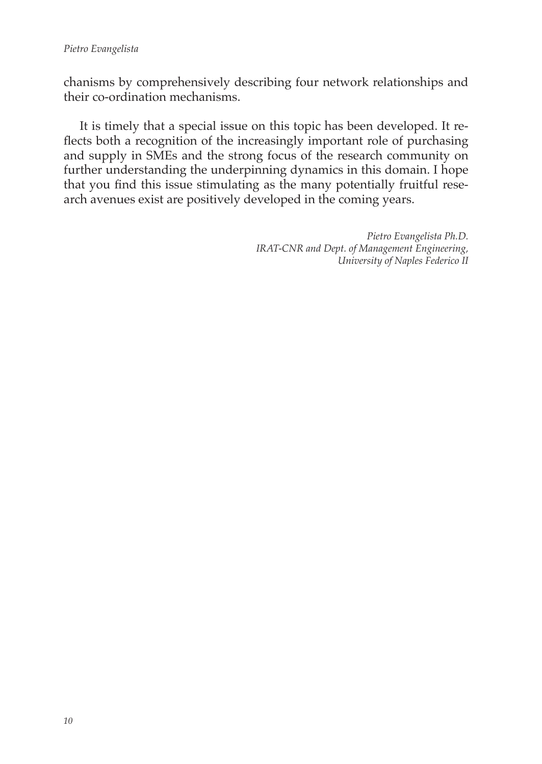chanisms by comprehensively describing four network relationships and their co-ordination mechanisms.

It is timely that a special issue on this topic has been developed. It reflects both a recognition of the increasingly important role of purchasing and supply in SMEs and the strong focus of the research community on further understanding the underpinning dynamics in this domain. I hope that you find this issue stimulating as the many potentially fruitful research avenues exist are positively developed in the coming years.

*Pietro Evangelista Ph.D.*
*IRAT-CNR and Dept. of Management Engineering,*
*University of Naples Federico II*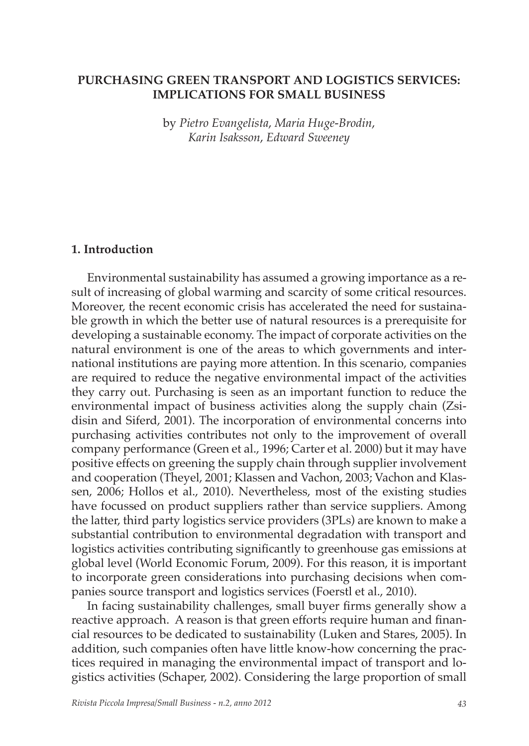# PURCHASING GREEN TRANSPORT AND LOGISTICS SERVICES: IMPLICATIONS FOR SMALL BUSINESS

by *Pietro Evangelista, Maria Huge-Brodin, Karin Isaksson, Edward Sweeney*

## 1. Introduction

Environmental sustainability has assumed a growing importance as a result of increasing of global warming and scarcity of some critical resources. Moreover, the recent economic crisis has accelerated the need for sustainable growth in which the better use of natural resources is a prerequisite for developing a sustainable economy. The impact of corporate activities on the natural environment is one of the areas to which governments and international institutions are paying more attention. In this scenario, companies are required to reduce the negative environmental impact of the activities they carry out. Purchasing is seen as an important function to reduce the environmental impact of business activities along the supply chain (Zsidisin and Siferd, 2001). The incorporation of environmental concerns into purchasing activities contributes not only to the improvement of overall company performance (Green et al., 1996; Carter et al. 2000) but it may have positive effects on greening the supply chain through supplier involvement and cooperation (Theyel, 2001; Klassen and Vachon, 2003; Vachon and Klassen, 2006; Hollos et al., 2010). Nevertheless, most of the existing studies have focussed on product suppliers rather than service suppliers. Among the latter, third party logistics service providers (3PLs) are known to make a substantial contribution to environmental degradation with transport and logistics activities contributing significantly to greenhouse gas emissions at global level (World Economic Forum, 2009). For this reason, it is important to incorporate green considerations into purchasing decisions when companies source transport and logistics services (Foerstl et al., 2010).

In facing sustainability challenges, small buyer firms generally show a reactive approach. A reason is that green efforts require human and financial resources to be dedicated to sustainability (Luken and Stares, 2005). In addition, such companies often have little know-how concerning the practices required in managing the environmental impact of transport and logistics activities (Schaper, 2002). Considering the large proportion of small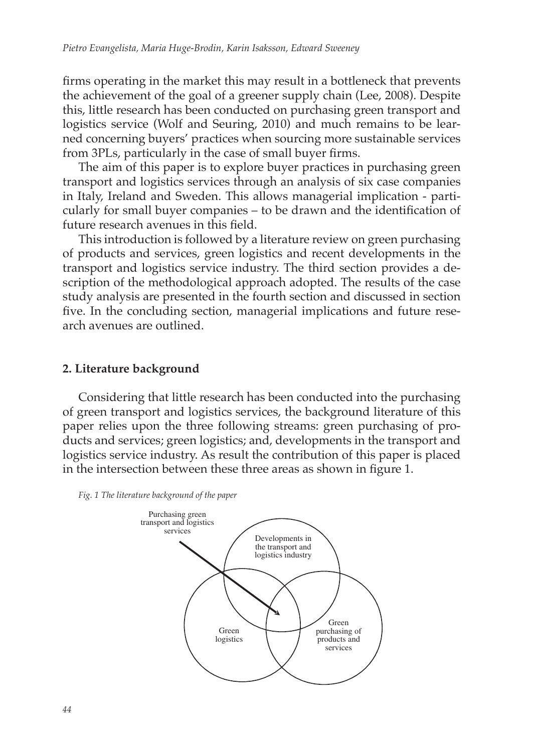firms operating in the market this may result in a bottleneck that prevents the achievement of the goal of a greener supply chain (Lee, 2008). Despite this, little research has been conducted on purchasing green transport and logistics service (Wolf and Seuring, 2010) and much remains to be learned concerning buyers' practices when sourcing more sustainable services from 3PLs, particularly in the case of small buyer firms.

The aim of this paper is to explore buyer practices in purchasing green transport and logistics services through an analysis of six case companies in Italy, Ireland and Sweden. This allows managerial implication - particularly for small buyer companies – to be drawn and the identification of future research avenues in this field.

This introduction is followed by a literature review on green purchasing of products and services, green logistics and recent developments in the transport and logistics service industry. The third section provides a description of the methodological approach adopted. The results of the case study analysis are presented in the fourth section and discussed in section five. In the concluding section, managerial implications and future research avenues are outlined.

## 2. Literature background

Considering that little research has been conducted into the purchasing of green transport and logistics services, the background literature of this paper relies upon the three following streams: green purchasing of products and services; green logistics; and, developments in the transport and logistics service industry. As result the contribution of this paper is placed in the intersection between these three areas as shown in figure 1.

*Fig. 1 The literature background of the paper*

Purchasing green transport and logistics services

Developments in the transport and logistics industry

Green logistics

Green purchasing of products and services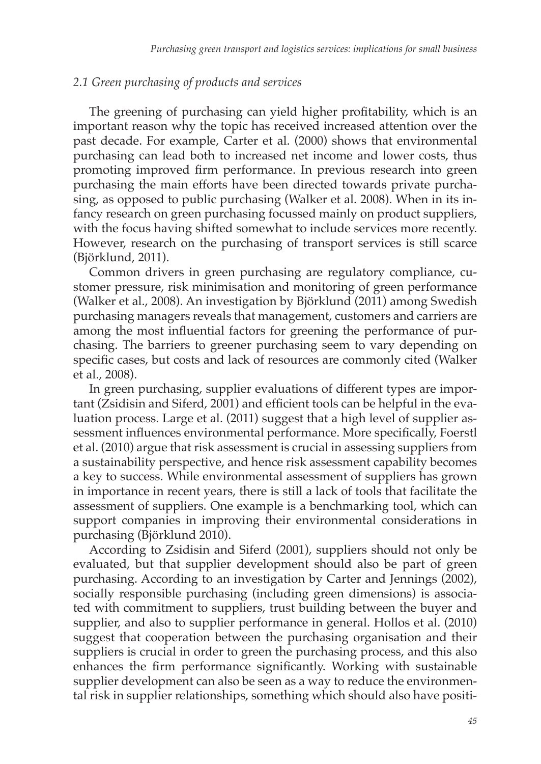### *2.1 Green purchasing of products and services*

The greening of purchasing can yield higher profitability, which is an important reason why the topic has received increased attention over the past decade. For example, Carter et al. (2000) shows that environmental purchasing can lead both to increased net income and lower costs, thus promoting improved firm performance. In previous research into green purchasing the main efforts have been directed towards private purchasing, as opposed to public purchasing (Walker et al. 2008). When in its infancy research on green purchasing focussed mainly on product suppliers, with the focus having shifted somewhat to include services more recently. However, research on the purchasing of transport services is still scarce (Björklund, 2011).

Common drivers in green purchasing are regulatory compliance, customer pressure, risk minimisation and monitoring of green performance (Walker et al., 2008). An investigation by Björklund (2011) among Swedish purchasing managers reveals that management, customers and carriers are among the most influential factors for greening the performance of purchasing. The barriers to greener purchasing seem to vary depending on specific cases, but costs and lack of resources are commonly cited (Walker et al., 2008).

In green purchasing, supplier evaluations of different types are important (Zsidisin and Siferd, 2001) and efficient tools can be helpful in the evaluation process. Large et al. (2011) suggest that a high level of supplier assessment influences environmental performance. More specifically, Foerstl et al. (2010) argue that risk assessment is crucial in assessing suppliers from a sustainability perspective, and hence risk assessment capability becomes a key to success. While environmental assessment of suppliers has grown in importance in recent years, there is still a lack of tools that facilitate the assessment of suppliers. One example is a benchmarking tool, which can support companies in improving their environmental considerations in purchasing (Björklund 2010).

According to Zsidisin and Siferd (2001), suppliers should not only be evaluated, but that supplier development should also be part of green purchasing. According to an investigation by Carter and Jennings (2002), socially responsible purchasing (including green dimensions) is associated with commitment to suppliers, trust building between the buyer and supplier, and also to supplier performance in general. Hollos et al. (2010) suggest that cooperation between the purchasing organisation and their suppliers is crucial in order to green the purchasing process, and this also enhances the firm performance significantly. Working with sustainable supplier development can also be seen as a way to reduce the environmental risk in supplier relationships, something which should also have positi-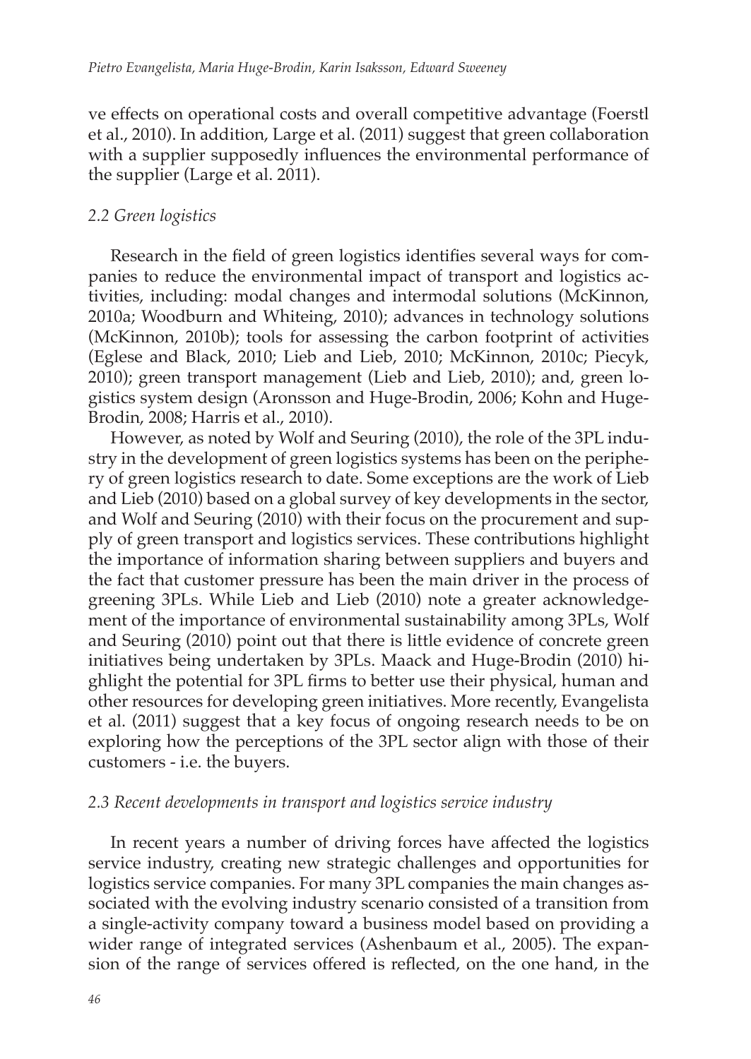ve effects on operational costs and overall competitive advantage (Foerstl et al., 2010). In addition, Large et al. (2011) suggest that green collaboration with a supplier supposedly influences the environmental performance of the supplier (Large et al. 2011).

### *2.2 Green logistics*

Research in the field of green logistics identifies several ways for companies to reduce the environmental impact of transport and logistics activities, including: modal changes and intermodal solutions (McKinnon, 2010a; Woodburn and Whiteing, 2010); advances in technology solutions (McKinnon, 2010b); tools for assessing the carbon footprint of activities (Eglese and Black, 2010; Lieb and Lieb, 2010; McKinnon, 2010c; Piecyk, 2010); green transport management (Lieb and Lieb, 2010); and, green logistics system design (Aronsson and Huge-Brodin, 2006; Kohn and Huge-Brodin, 2008; Harris et al., 2010).

However, as noted by Wolf and Seuring (2010), the role of the 3PL industry in the development of green logistics systems has been on the periphery of green logistics research to date. Some exceptions are the work of Lieb and Lieb (2010) based on a global survey of key developments in the sector, and Wolf and Seuring (2010) with their focus on the procurement and supply of green transport and logistics services. These contributions highlight the importance of information sharing between suppliers and buyers and the fact that customer pressure has been the main driver in the process of greening 3PLs. While Lieb and Lieb (2010) note a greater acknowledgement of the importance of environmental sustainability among 3PLs, Wolf and Seuring (2010) point out that there is little evidence of concrete green initiatives being undertaken by 3PLs. Maack and Huge-Brodin (2010) highlight the potential for 3PL firms to better use their physical, human and other resources for developing green initiatives. More recently, Evangelista et al. (2011) suggest that a key focus of ongoing research needs to be on exploring how the perceptions of the 3PL sector align with those of their customers - i.e. the buyers.

### *2.3 Recent developments in transport and logistics service industry*

In recent years a number of driving forces have affected the logistics service industry, creating new strategic challenges and opportunities for logistics service companies. For many 3PL companies the main changes associated with the evolving industry scenario consisted of a transition from a single-activity company toward a business model based on providing a wider range of integrated services (Ashenbaum et al., 2005). The expansion of the range of services offered is reflected, on the one hand, in the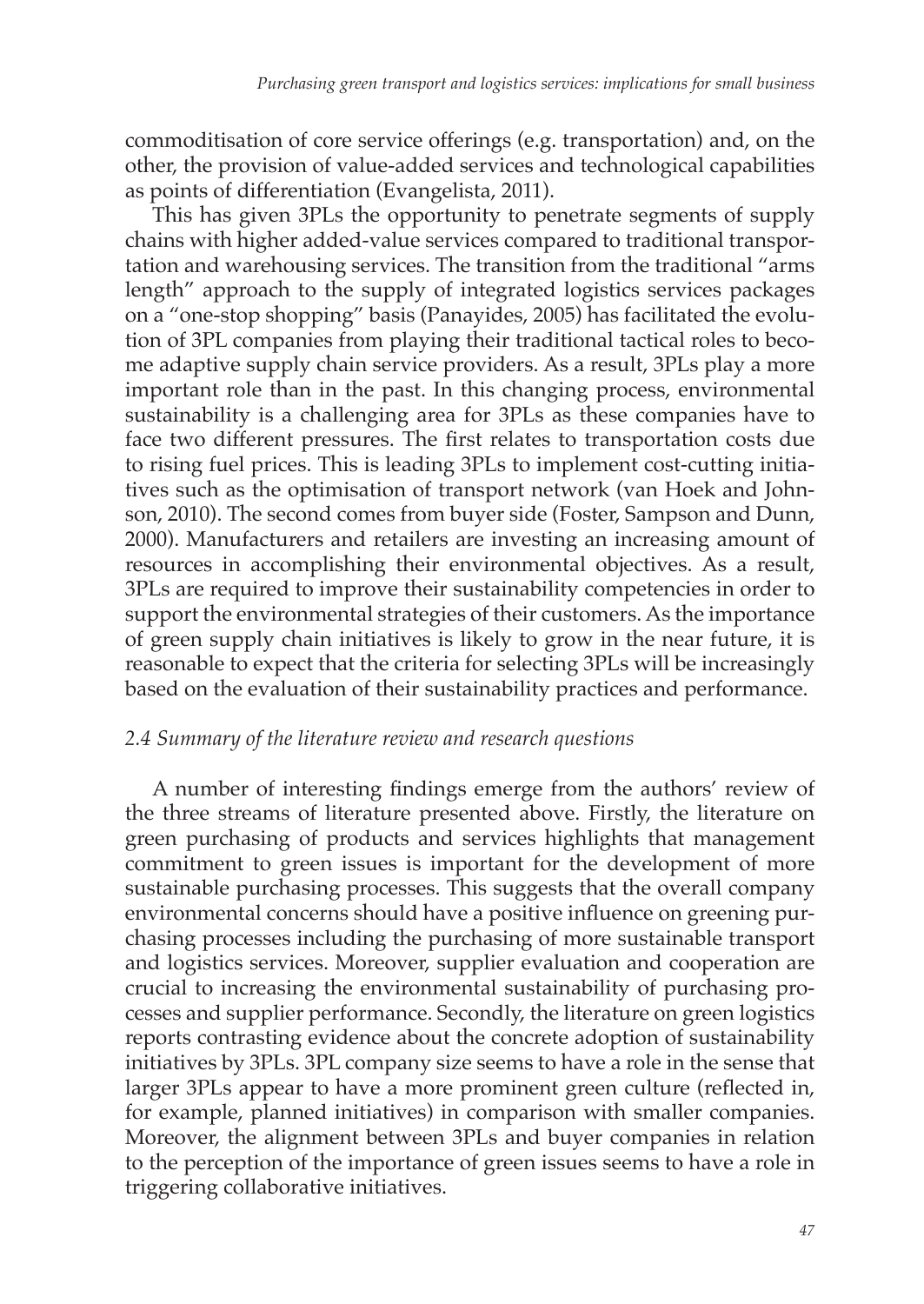commoditisation of core service offerings (e.g. transportation) and, on the other, the provision of value-added services and technological capabilities as points of differentiation (Evangelista, 2011).

This has given 3PLs the opportunity to penetrate segments of supply chains with higher added-value services compared to traditional transportation and warehousing services. The transition from the traditional "arms length" approach to the supply of integrated logistics services packages on a "one-stop shopping" basis (Panayides, 2005) has facilitated the evolution of 3PL companies from playing their traditional tactical roles to become adaptive supply chain service providers. As a result, 3PLs play a more important role than in the past. In this changing process, environmental sustainability is a challenging area for 3PLs as these companies have to face two different pressures. The first relates to transportation costs due to rising fuel prices. This is leading 3PLs to implement cost-cutting initiatives such as the optimisation of transport network (van Hoek and Johnson, 2010). The second comes from buyer side (Foster, Sampson and Dunn, 2000). Manufacturers and retailers are investing an increasing amount of resources in accomplishing their environmental objectives. As a result, 3PLs are required to improve their sustainability competencies in order to support the environmental strategies of their customers. As the importance of green supply chain initiatives is likely to grow in the near future, it is reasonable to expect that the criteria for selecting 3PLs will be increasingly based on the evaluation of their sustainability practices and performance.

### *2.4 Summary of the literature review and research questions*

A number of interesting findings emerge from the authors' review of the three streams of literature presented above. Firstly, the literature on green purchasing of products and services highlights that management commitment to green issues is important for the development of more sustainable purchasing processes. This suggests that the overall company environmental concerns should have a positive influence on greening purchasing processes including the purchasing of more sustainable transport and logistics services. Moreover, supplier evaluation and cooperation are crucial to increasing the environmental sustainability of purchasing processes and supplier performance. Secondly, the literature on green logistics reports contrasting evidence about the concrete adoption of sustainability initiatives by 3PLs. 3PL company size seems to have a role in the sense that larger 3PLs appear to have a more prominent green culture (reflected in, for example, planned initiatives) in comparison with smaller companies. Moreover, the alignment between 3PLs and buyer companies in relation to the perception of the importance of green issues seems to have a role in triggering collaborative initiatives.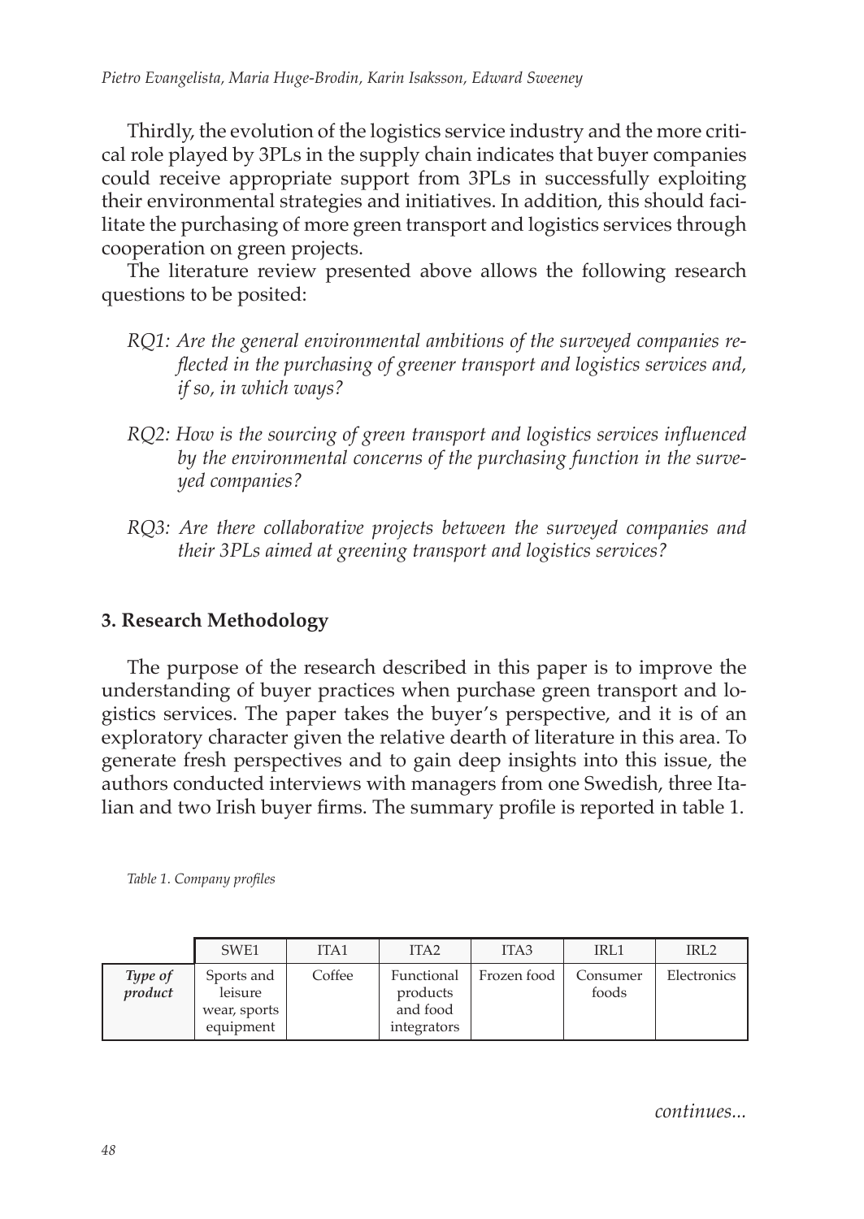Thirdly, the evolution of the logistics service industry and the more critical role played by 3PLs in the supply chain indicates that buyer companies could receive appropriate support from 3PLs in successfully exploiting their environmental strategies and initiatives. In addition, this should facilitate the purchasing of more green transport and logistics services through cooperation on green projects.

The literature review presented above allows the following research questions to be posited:

*RQ1: Are the general environmental ambitions of the surveyed companies reflected in the purchasing of greener transport and logistics services and, if so, in which ways?*

*RQ2: How is the sourcing of green transport and logistics services influenced by the environmental concerns of the purchasing function in the surveyed companies?*

*RQ3: Are there collaborative projects between the surveyed companies and their 3PLs aimed at greening transport and logistics services?*

## 3. Research Methodology

The purpose of the research described in this paper is to improve the understanding of buyer practices when purchase green transport and logistics services. The paper takes the buyer's perspective, and it is of an exploratory character given the relative dearth of literature in this area. To generate fresh perspectives and to gain deep insights into this issue, the authors conducted interviews with managers from one Swedish, three Italian and two Irish buyer firms. The summary profile is reported in table 1.

*Table 1. Company profiles*

| | SWE1 | ITA1 | ITA2 | ITA3 | IRL1 | IRL2 |
|---|---|---|---|---|---|---|
| ***Type of product*** | Sports and leisure wear, sports equipment | Coffee | Functional products and food integrators | Frozen food | Consumer foods | Electronics |

*continues...*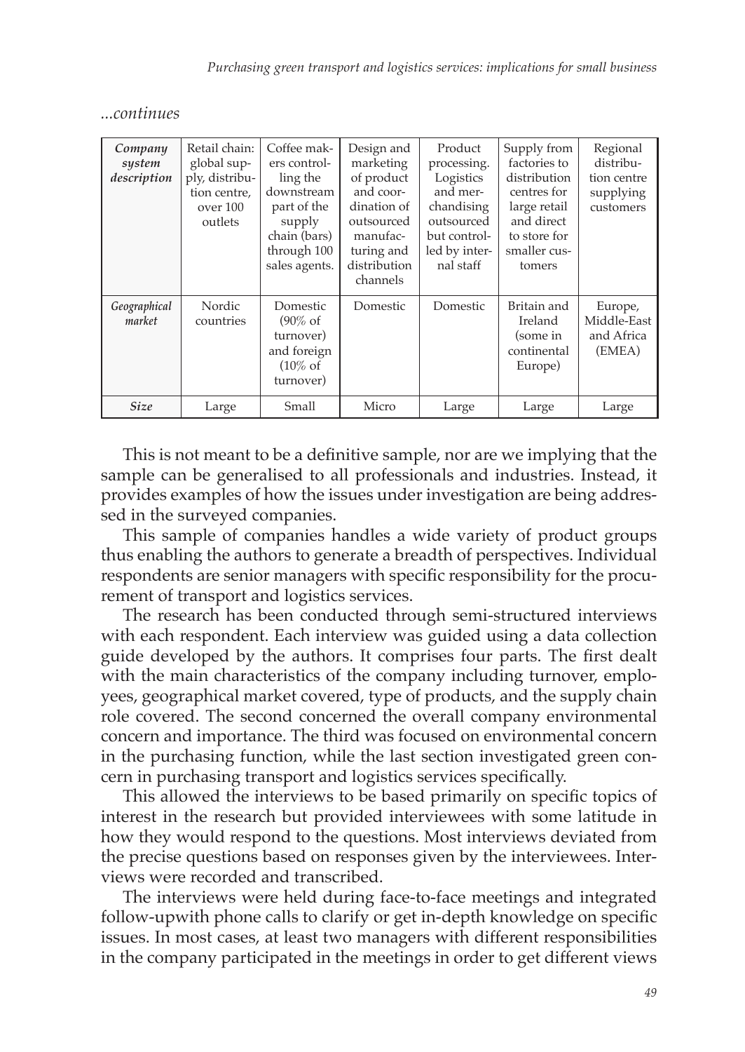*...continues*

| *Company system description* | Retail chain: global supply, distribution centre, over 100 outlets | Coffee makers controlling the downstream part of the supply chain (bars) through 100 sales agents. | Design and marketing of product and coordination of outsourced manufacturing and distribution channels | Product processing. Logistics and merchandising outsourced but controlled by internal staff | Supply from factories to distribution centres for large retail and direct to store for smaller customers | Regional distribution centre supplying customers |
|---|---|---|---|---|---|---|
| *Geographical market* | Nordic countries | Domestic (90% of turnover) and foreign (10% of turnover) | Domestic | Domestic | Britain and Ireland (some in continental Europe) | Europe, Middle-East and Africa (EMEA) |
| *Size* | Large | Small | Micro | Large | Large | Large |

This is not meant to be a definitive sample, nor are we implying that the sample can be generalised to all professionals and industries. Instead, it provides examples of how the issues under investigation are being addressed in the surveyed companies.

This sample of companies handles a wide variety of product groups thus enabling the authors to generate a breadth of perspectives. Individual respondents are senior managers with specific responsibility for the procurement of transport and logistics services.

The research has been conducted through semi-structured interviews with each respondent. Each interview was guided using a data collection guide developed by the authors. It comprises four parts. The first dealt with the main characteristics of the company including turnover, employees, geographical market covered, type of products, and the supply chain role covered. The second concerned the overall company environmental concern and importance. The third was focused on environmental concern in the purchasing function, while the last section investigated green concern in purchasing transport and logistics services specifically.

This allowed the interviews to be based primarily on specific topics of interest in the research but provided interviewees with some latitude in how they would respond to the questions. Most interviews deviated from the precise questions based on responses given by the interviewees. Interviews were recorded and transcribed.

The interviews were held during face-to-face meetings and integrated follow-upwith phone calls to clarify or get in-depth knowledge on specific issues. In most cases, at least two managers with different responsibilities in the company participated in the meetings in order to get different views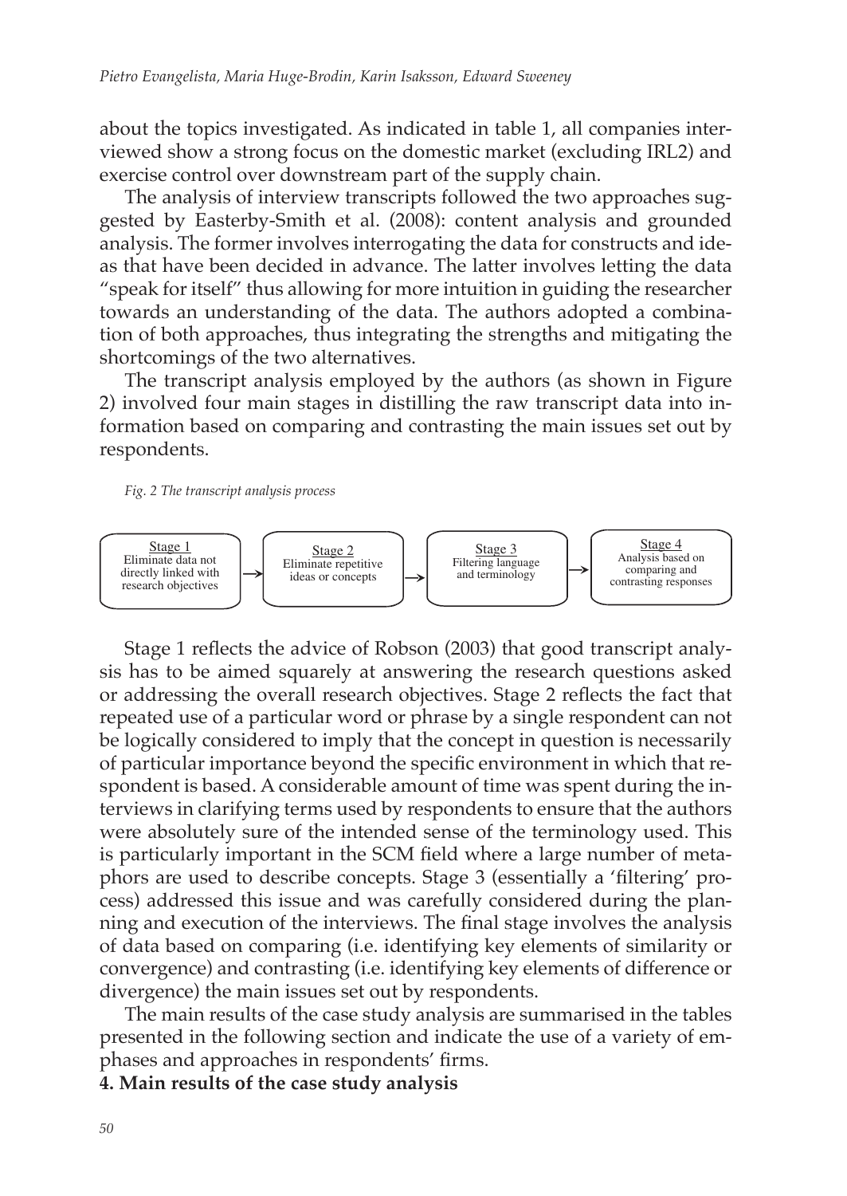about the topics investigated. As indicated in table 1, all companies interviewed show a strong focus on the domestic market (excluding IRL2) and exercise control over downstream part of the supply chain.

The analysis of interview transcripts followed the two approaches suggested by Easterby-Smith et al. (2008): content analysis and grounded analysis. The former involves interrogating the data for constructs and ideas that have been decided in advance. The latter involves letting the data "speak for itself" thus allowing for more intuition in guiding the researcher towards an understanding of the data. The authors adopted a combination of both approaches, thus integrating the strengths and mitigating the shortcomings of the two alternatives.

The transcript analysis employed by the authors (as shown in Figure 2) involved four main stages in distilling the raw transcript data into information based on comparing and contrasting the main issues set out by respondents.

*Fig. 2 The transcript analysis process*

Stage 1: Eliminate data not directly linked with research objectives → Stage 2: Eliminate repetitive ideas or concepts → Stage 3: Filtering language and terminology → Stage 4: Analysis based on comparing and contrasting responses

Stage 1 reflects the advice of Robson (2003) that good transcript analysis has to be aimed squarely at answering the research questions asked or addressing the overall research objectives. Stage 2 reflects the fact that repeated use of a particular word or phrase by a single respondent can not be logically considered to imply that the concept in question is necessarily of particular importance beyond the specific environment in which that respondent is based. A considerable amount of time was spent during the interviews in clarifying terms used by respondents to ensure that the authors were absolutely sure of the intended sense of the terminology used. This is particularly important in the SCM field where a large number of metaphors are used to describe concepts. Stage 3 (essentially a 'filtering' process) addressed this issue and was carefully considered during the planning and execution of the interviews. The final stage involves the analysis of data based on comparing (i.e. identifying key elements of similarity or convergence) and contrasting (i.e. identifying key elements of difference or divergence) the main issues set out by respondents.

The main results of the case study analysis are summarised in the tables presented in the following section and indicate the use of a variety of emphases and approaches in respondents' firms.

## 4. Main results of the case study analysis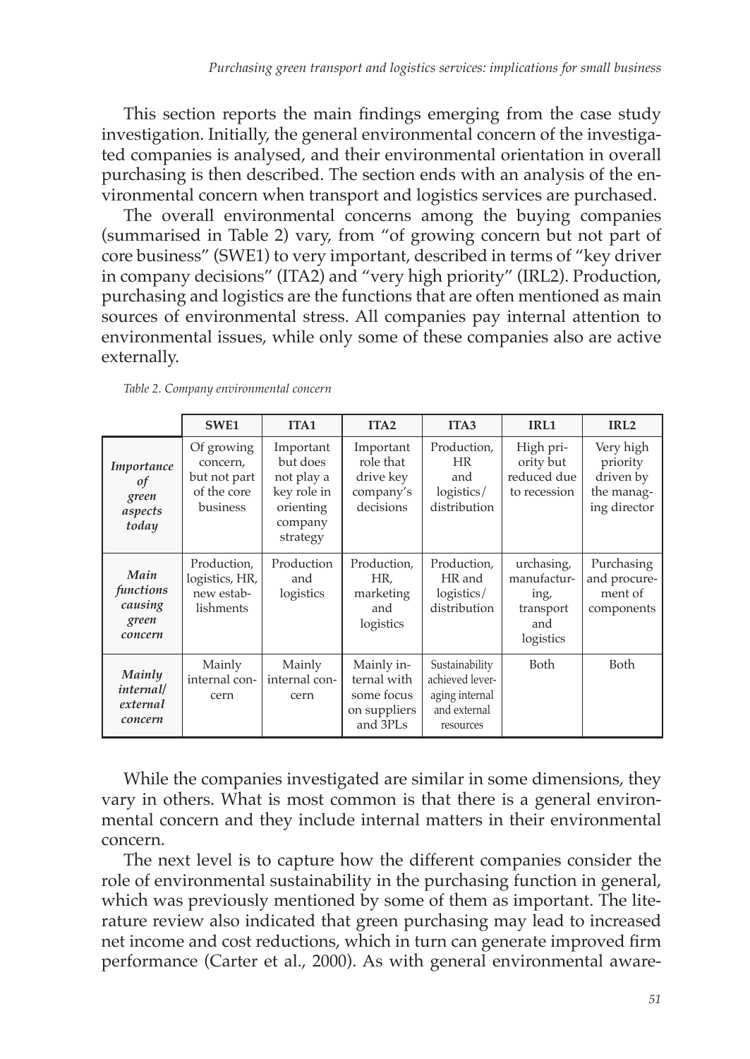This section reports the main findings emerging from the case study investigation. Initially, the general environmental concern of the investigated companies is analysed, and their environmental orientation in overall purchasing is then described. The section ends with an analysis of the environmental concern when transport and logistics services are purchased.

The overall environmental concerns among the buying companies (summarised in Table 2) vary, from "of growing concern but not part of core business" (SWE1) to very important, described in terms of "key driver in company decisions" (ITA2) and "very high priority" (IRL2). Production, purchasing and logistics are the functions that are often mentioned as main sources of environmental stress. All companies pay internal attention to environmental issues, while only some of these companies also are active externally.

*Table 2. Company environmental concern*

| | SWE1 | ITA1 | ITA2 | ITA3 | IRL1 | IRL2 |
|---|---|---|---|---|---|---|
| *Importance of green aspects today* | Of growing concern, but not part of the core business | Important but does not play a key role in orienting company strategy | Important role that drive key company's decisions | Production, HR and logistics/ distribution | High priority but reduced due to recession | Very high priority driven by the managing director |
| *Main functions causing green concern* | Production, logistics, HR, new establishments | Production and logistics | Production, HR, marketing and logistics | Production, HR and logistics/ distribution | urchasing, manufacturing, transport and logistics | Purchasing and procurement of components |
| *Mainly internal/ external concern* | Mainly internal concern | Mainly internal concern | Mainly internal with some focus on suppliers and 3PLs | Sustainability achieved leveraging internal and external resources | Both | Both |

While the companies investigated are similar in some dimensions, they vary in others. What is most common is that there is a general environmental concern and they include internal matters in their environmental concern.

The next level is to capture how the different companies consider the role of environmental sustainability in the purchasing function in general, which was previously mentioned by some of them as important. The literature review also indicated that green purchasing may lead to increased net income and cost reductions, which in turn can generate improved firm performance (Carter et al., 2000). As with general environmental aware-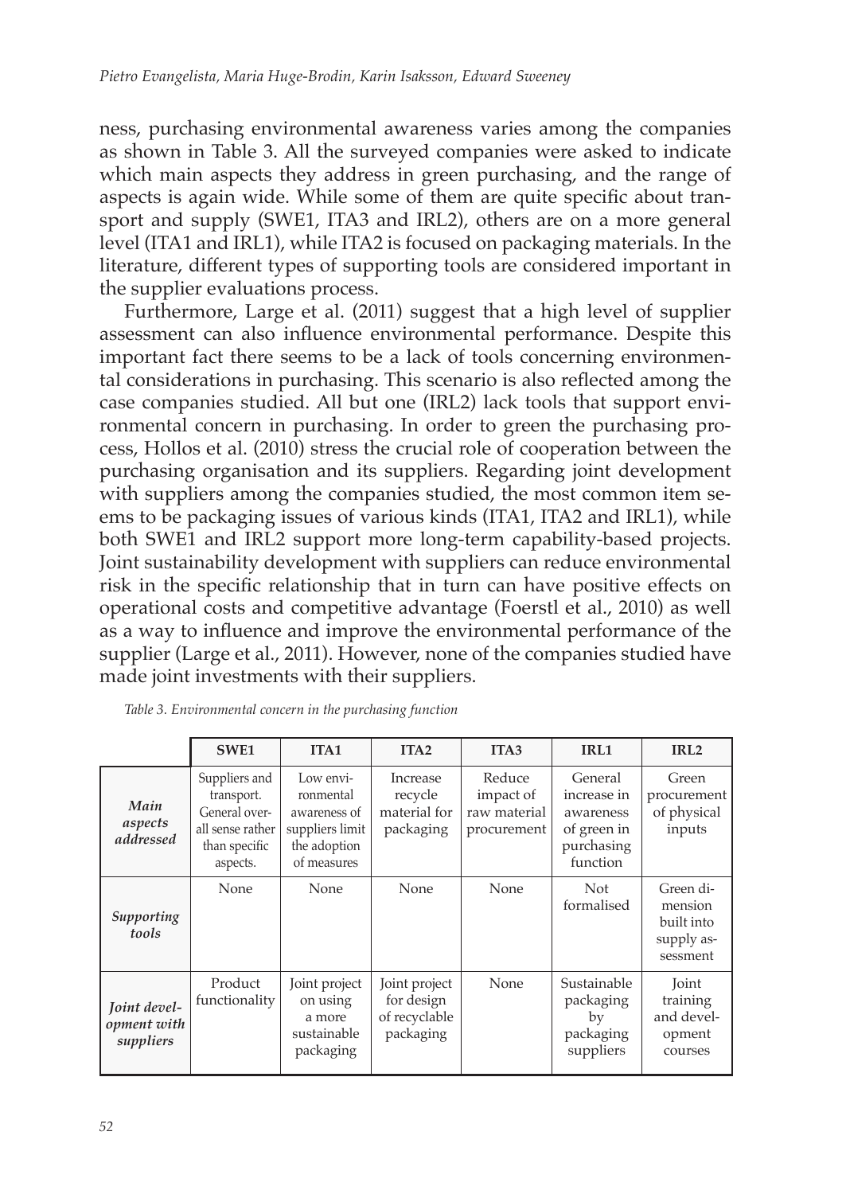ness, purchasing environmental awareness varies among the companies as shown in Table 3. All the surveyed companies were asked to indicate which main aspects they address in green purchasing, and the range of aspects is again wide. While some of them are quite specific about transport and supply (SWE1, ITA3 and IRL2), others are on a more general level (ITA1 and IRL1), while ITA2 is focused on packaging materials. In the literature, different types of supporting tools are considered important in the supplier evaluations process.

Furthermore, Large et al. (2011) suggest that a high level of supplier assessment can also influence environmental performance. Despite this important fact there seems to be a lack of tools concerning environmental considerations in purchasing. This scenario is also reflected among the case companies studied. All but one (IRL2) lack tools that support environmental concern in purchasing. In order to green the purchasing process, Hollos et al. (2010) stress the crucial role of cooperation between the purchasing organisation and its suppliers. Regarding joint development with suppliers among the companies studied, the most common item seems to be packaging issues of various kinds (ITA1, ITA2 and IRL1), while both SWE1 and IRL2 support more long-term capability-based projects. Joint sustainability development with suppliers can reduce environmental risk in the specific relationship that in turn can have positive effects on operational costs and competitive advantage (Foerstl et al., 2010) as well as a way to influence and improve the environmental performance of the supplier (Large et al., 2011). However, none of the companies studied have made joint investments with their suppliers.

*Table 3. Environmental concern in the purchasing function*

| | SWE1 | ITA1 | ITA2 | ITA3 | IRL1 | IRL2 |
|---|---|---|---|---|---|---|
| *Main aspects addressed* | Suppliers and transport. General overall sense rather than specific aspects. | Low environmental awareness of suppliers limit the adoption of measures | Increase recycle material for packaging | Reduce impact of raw material procurement | General increase in awareness of green in purchasing function | Green procurement of physical inputs |
| *Supporting tools* | None | None | None | None | Not formalised | Green dimension built into supply assessment |
| *Joint development with suppliers* | Product functionality | Joint project on using a more sustainable packaging | Joint project for design of recyclable packaging | None | Sustainable packaging by packaging suppliers | Joint training and development courses |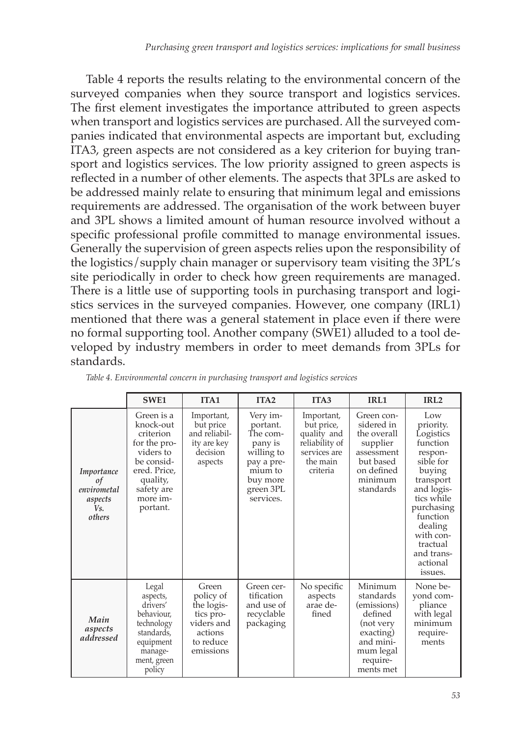Table 4 reports the results relating to the environmental concern of the surveyed companies when they source transport and logistics services. The first element investigates the importance attributed to green aspects when transport and logistics services are purchased. All the surveyed companies indicated that environmental aspects are important but, excluding ITA3, green aspects are not considered as a key criterion for buying transport and logistics services. The low priority assigned to green aspects is reflected in a number of other elements. The aspects that 3PLs are asked to be addressed mainly relate to ensuring that minimum legal and emissions requirements are addressed. The organisation of the work between buyer and 3PL shows a limited amount of human resource involved without a specific professional profile committed to manage environmental issues. Generally the supervision of green aspects relies upon the responsibility of the logistics/supply chain manager or supervisory team visiting the 3PL's site periodically in order to check how green requirements are managed. There is a little use of supporting tools in purchasing transport and logistics services in the surveyed companies. However, one company (IRL1) mentioned that there was a general statement in place even if there were no formal supporting tool. Another company (SWE1) alluded to a tool developed by industry members in order to meet demands from 3PLs for standards.

*Table 4. Environmental concern in purchasing transport and logistics services*

| | SWE1 | ITA1 | ITA2 | ITA3 | IRL1 | IRL2 |
|---|---|---|---|---|---|---|
| *Importance of envirometal aspects Vs. others* | Green is a knock-out criterion for the providers to be considered. Price, quality, safety are more important. | Important, but price and reliability are key decision aspects | Very important. The company is willing to pay a premium to buy more green 3PL services. | Important, but price, quality and reliability of services are the main criteria | Green considered in the overall supplier assessment but based on defined minimum standards | Low priority. Logistics function responsible for buying transport and logistics while purchasing function dealing with contractual and transactional issues. |
| *Main aspects addressed* | Legal aspects, drivers' behaviour, technology standards, equipment management, green policy | Green policy of the logistics providers and actions to reduce emissions | Green certification and use of recyclable packaging | No specific aspects arae defined | Minimum standards (emissions) defined (not very exacting) and minimum legal requirements met | None beyond compliance with legal minimum requirements |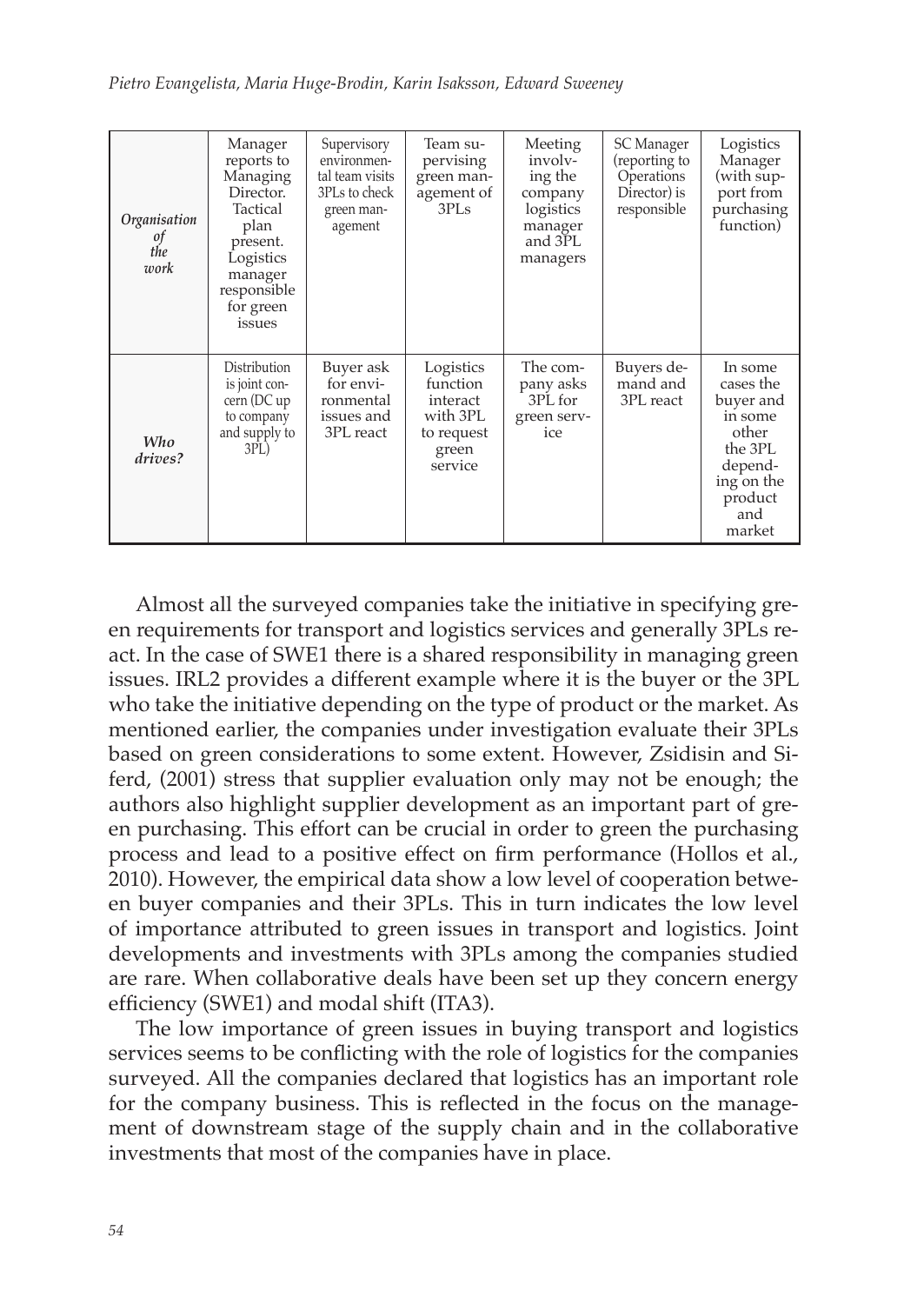| *Organisation of the work* | Manager reports to Managing Director. Tactical plan present. Logistics manager responsible for green issues | Supervisory environmental team visits 3PLs to check green management | Team supervising green management of 3PLs | Meeting involving the company logistics manager and 3PL managers | SC Manager (reporting to Operations Director) is responsible | Logistics Manager (with support from purchasing function) |
|---|---|---|---|---|---|---|
| *Who drives?* | Distribution is joint concern (DC up to company and supply to 3PL) | Buyer ask for environmental issues and 3PL react | Logistics function interact with 3PL to request green service | The company asks 3PL for green service | Buyers demand and 3PL react | In some cases the buyer and in some other the 3PL depending on the product and market |

Almost all the surveyed companies take the initiative in specifying green requirements for transport and logistics services and generally 3PLs react. In the case of SWE1 there is a shared responsibility in managing green issues. IRL2 provides a different example where it is the buyer or the 3PL who take the initiative depending on the type of product or the market. As mentioned earlier, the companies under investigation evaluate their 3PLs based on green considerations to some extent. However, Zsidisin and Siferd, (2001) stress that supplier evaluation only may not be enough; the authors also highlight supplier development as an important part of green purchasing. This effort can be crucial in order to green the purchasing process and lead to a positive effect on firm performance (Hollos et al., 2010). However, the empirical data show a low level of cooperation between buyer companies and their 3PLs. This in turn indicates the low level of importance attributed to green issues in transport and logistics. Joint developments and investments with 3PLs among the companies studied are rare. When collaborative deals have been set up they concern energy efficiency (SWE1) and modal shift (ITA3).

The low importance of green issues in buying transport and logistics services seems to be conflicting with the role of logistics for the companies surveyed. All the companies declared that logistics has an important role for the company business. This is reflected in the focus on the management of downstream stage of the supply chain and in the collaborative investments that most of the companies have in place.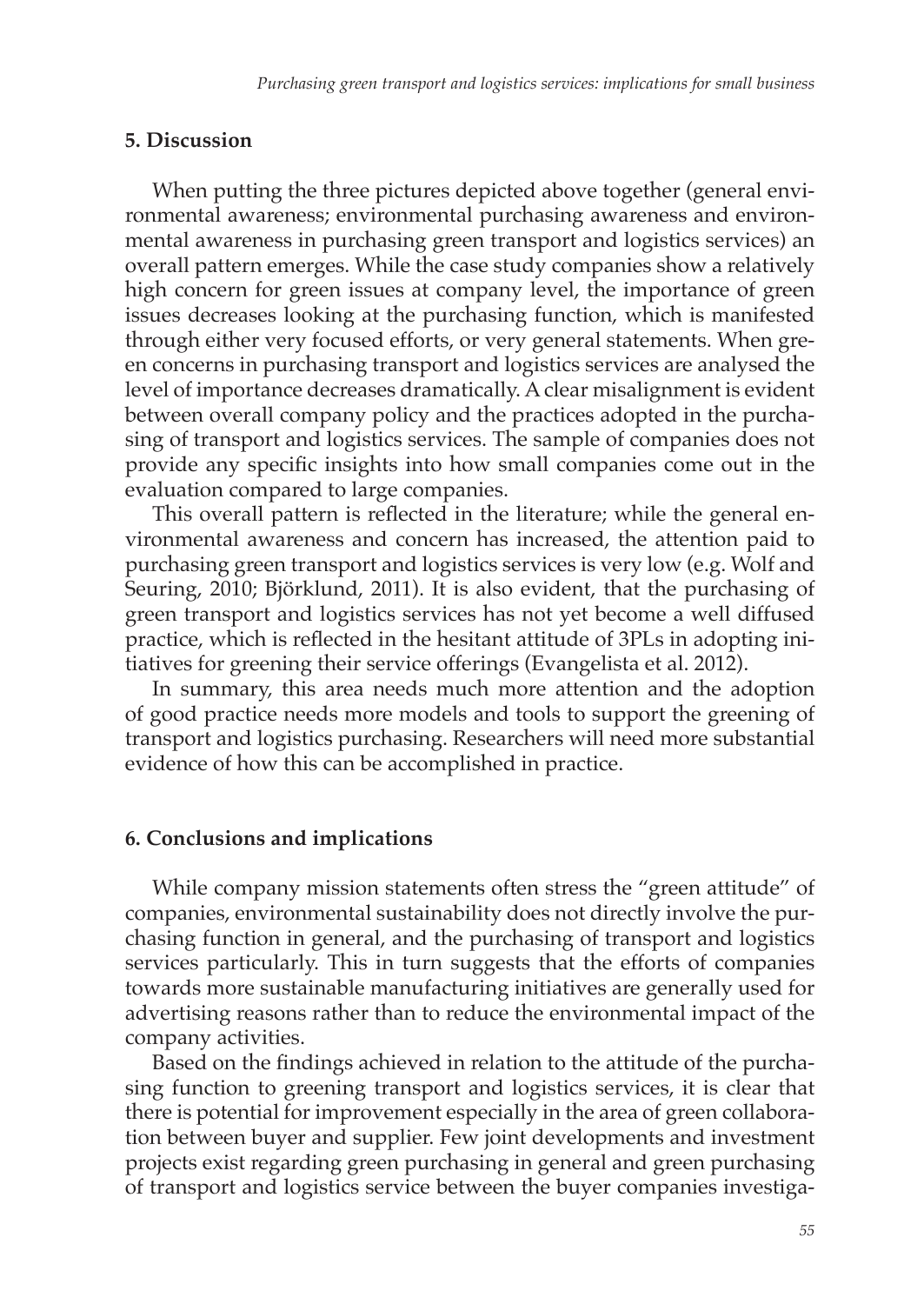## 5. Discussion

When putting the three pictures depicted above together (general environmental awareness; environmental purchasing awareness and environmental awareness in purchasing green transport and logistics services) an overall pattern emerges. While the case study companies show a relatively high concern for green issues at company level, the importance of green issues decreases looking at the purchasing function, which is manifested through either very focused efforts, or very general statements. When green concerns in purchasing transport and logistics services are analysed the level of importance decreases dramatically. A clear misalignment is evident between overall company policy and the practices adopted in the purchasing of transport and logistics services. The sample of companies does not provide any specific insights into how small companies come out in the evaluation compared to large companies.

This overall pattern is reflected in the literature; while the general environmental awareness and concern has increased, the attention paid to purchasing green transport and logistics services is very low (e.g. Wolf and Seuring, 2010; Björklund, 2011). It is also evident, that the purchasing of green transport and logistics services has not yet become a well diffused practice, which is reflected in the hesitant attitude of 3PLs in adopting initiatives for greening their service offerings (Evangelista et al. 2012).

In summary, this area needs much more attention and the adoption of good practice needs more models and tools to support the greening of transport and logistics purchasing. Researchers will need more substantial evidence of how this can be accomplished in practice.

## 6. Conclusions and implications

While company mission statements often stress the "green attitude" of companies, environmental sustainability does not directly involve the purchasing function in general, and the purchasing of transport and logistics services particularly. This in turn suggests that the efforts of companies towards more sustainable manufacturing initiatives are generally used for advertising reasons rather than to reduce the environmental impact of the company activities.

Based on the findings achieved in relation to the attitude of the purchasing function to greening transport and logistics services, it is clear that there is potential for improvement especially in the area of green collaboration between buyer and supplier. Few joint developments and investment projects exist regarding green purchasing in general and green purchasing of transport and logistics service between the buyer companies investiga-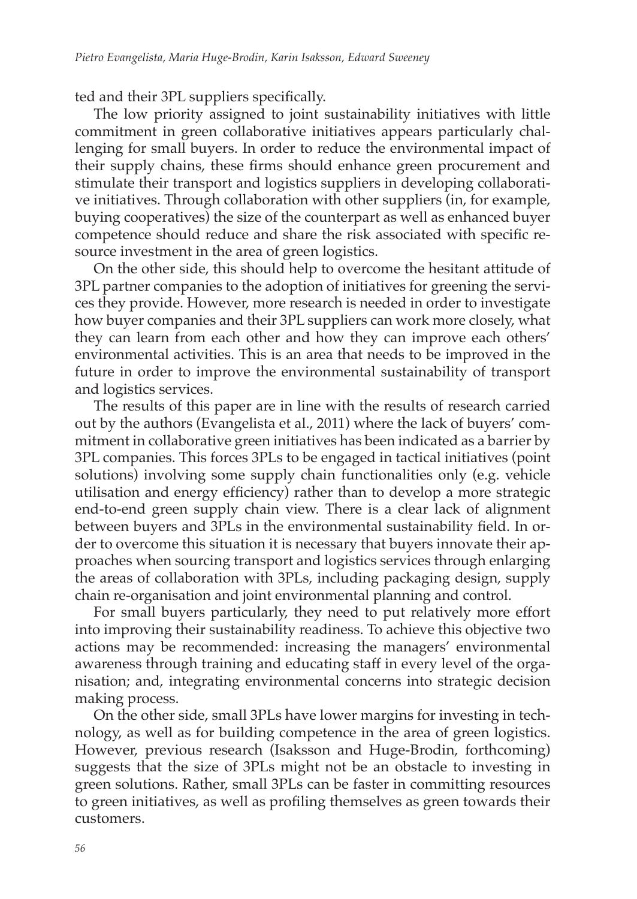ted and their 3PL suppliers specifically.

The low priority assigned to joint sustainability initiatives with little commitment in green collaborative initiatives appears particularly challenging for small buyers. In order to reduce the environmental impact of their supply chains, these firms should enhance green procurement and stimulate their transport and logistics suppliers in developing collaborative initiatives. Through collaboration with other suppliers (in, for example, buying cooperatives) the size of the counterpart as well as enhanced buyer competence should reduce and share the risk associated with specific resource investment in the area of green logistics.

On the other side, this should help to overcome the hesitant attitude of 3PL partner companies to the adoption of initiatives for greening the services they provide. However, more research is needed in order to investigate how buyer companies and their 3PL suppliers can work more closely, what they can learn from each other and how they can improve each others' environmental activities. This is an area that needs to be improved in the future in order to improve the environmental sustainability of transport and logistics services.

The results of this paper are in line with the results of research carried out by the authors (Evangelista et al., 2011) where the lack of buyers' commitment in collaborative green initiatives has been indicated as a barrier by 3PL companies. This forces 3PLs to be engaged in tactical initiatives (point solutions) involving some supply chain functionalities only (e.g. vehicle utilisation and energy efficiency) rather than to develop a more strategic end-to-end green supply chain view. There is a clear lack of alignment between buyers and 3PLs in the environmental sustainability field. In order to overcome this situation it is necessary that buyers innovate their approaches when sourcing transport and logistics services through enlarging the areas of collaboration with 3PLs, including packaging design, supply chain re-organisation and joint environmental planning and control.

For small buyers particularly, they need to put relatively more effort into improving their sustainability readiness. To achieve this objective two actions may be recommended: increasing the managers' environmental awareness through training and educating staff in every level of the organisation; and, integrating environmental concerns into strategic decision making process.

On the other side, small 3PLs have lower margins for investing in technology, as well as for building competence in the area of green logistics. However, previous research (Isaksson and Huge-Brodin, forthcoming) suggests that the size of 3PLs might not be an obstacle to investing in green solutions. Rather, small 3PLs can be faster in committing resources to green initiatives, as well as profiling themselves as green towards their customers.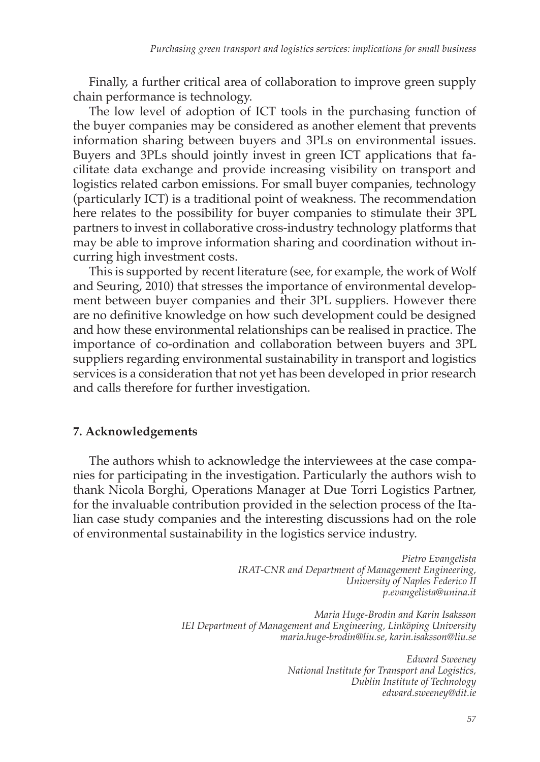Finally, a further critical area of collaboration to improve green supply chain performance is technology.

The low level of adoption of ICT tools in the purchasing function of the buyer companies may be considered as another element that prevents information sharing between buyers and 3PLs on environmental issues. Buyers and 3PLs should jointly invest in green ICT applications that facilitate data exchange and provide increasing visibility on transport and logistics related carbon emissions. For small buyer companies, technology (particularly ICT) is a traditional point of weakness. The recommendation here relates to the possibility for buyer companies to stimulate their 3PL partners to invest in collaborative cross-industry technology platforms that may be able to improve information sharing and coordination without incurring high investment costs.

This is supported by recent literature (see, for example, the work of Wolf and Seuring, 2010) that stresses the importance of environmental development between buyer companies and their 3PL suppliers. However there are no definitive knowledge on how such development could be designed and how these environmental relationships can be realised in practice. The importance of co-ordination and collaboration between buyers and 3PL suppliers regarding environmental sustainability in transport and logistics services is a consideration that not yet has been developed in prior research and calls therefore for further investigation.

## 7. Acknowledgements

The authors whish to acknowledge the interviewees at the case companies for participating in the investigation. Particularly the authors wish to thank Nicola Borghi, Operations Manager at Due Torri Logistics Partner, for the invaluable contribution provided in the selection process of the Italian case study companies and the interesting discussions had on the role of environmental sustainability in the logistics service industry.

*Pietro Evangelista*
*IRAT-CNR and Department of Management Engineering,*
*University of Naples Federico II*
*p.evangelista@unina.it*

*Maria Huge-Brodin and Karin Isaksson*
*IEI Department of Management and Engineering, Linköping University*
*maria.huge-brodin@liu.se, karin.isaksson@liu.se*

*Edward Sweeney*
*National Institute for Transport and Logistics,*
*Dublin Institute of Technology*
*edward.sweeney@dit.ie*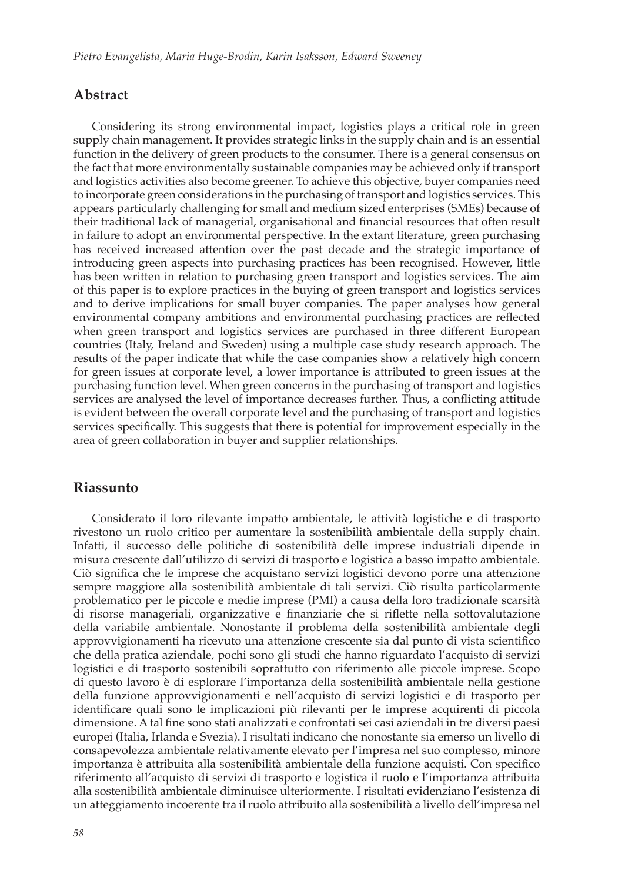## Abstract

Considering its strong environmental impact, logistics plays a critical role in green supply chain management. It provides strategic links in the supply chain and is an essential function in the delivery of green products to the consumer. There is a general consensus on the fact that more environmentally sustainable companies may be achieved only if transport and logistics activities also become greener. To achieve this objective, buyer companies need to incorporate green considerations in the purchasing of transport and logistics services. This appears particularly challenging for small and medium sized enterprises (SMEs) because of their traditional lack of managerial, organisational and financial resources that often result in failure to adopt an environmental perspective. In the extant literature, green purchasing has received increased attention over the past decade and the strategic importance of introducing green aspects into purchasing practices has been recognised. However, little has been written in relation to purchasing green transport and logistics services. The aim of this paper is to explore practices in the buying of green transport and logistics services and to derive implications for small buyer companies. The paper analyses how general environmental company ambitions and environmental purchasing practices are reflected when green transport and logistics services are purchased in three different European countries (Italy, Ireland and Sweden) using a multiple case study research approach. The results of the paper indicate that while the case companies show a relatively high concern for green issues at corporate level, a lower importance is attributed to green issues at the purchasing function level. When green concerns in the purchasing of transport and logistics services are analysed the level of importance decreases further. Thus, a conflicting attitude is evident between the overall corporate level and the purchasing of transport and logistics services specifically. This suggests that there is potential for improvement especially in the area of green collaboration in buyer and supplier relationships.

## Riassunto

Considerato il loro rilevante impatto ambientale, le attività logistiche e di trasporto rivestono un ruolo critico per aumentare la sostenibilità ambientale della supply chain. Infatti, il successo delle politiche di sostenibilità delle imprese industriali dipende in misura crescente dall'utilizzo di servizi di trasporto e logistica a basso impatto ambientale. Ciò significa che le imprese che acquistano servizi logistici devono porre una attenzione sempre maggiore alla sostenibilità ambientale di tali servizi. Ciò risulta particolarmente problematico per le piccole e medie imprese (PMI) a causa della loro tradizionale scarsità di risorse manageriali, organizzative e finanziarie che si riflette nella sottovalutazione della variabile ambientale. Nonostante il problema della sostenibilità ambientale degli approvvigionamenti ha ricevuto una attenzione crescente sia dal punto di vista scientifico che della pratica aziendale, pochi sono gli studi che hanno riguardato l'acquisto di servizi logistici e di trasporto sostenibili soprattutto con riferimento alle piccole imprese. Scopo di questo lavoro è di esplorare l'importanza della sostenibilità ambientale nella gestione della funzione approvvigionamenti e nell'acquisto di servizi logistici e di trasporto per identificare quali sono le implicazioni più rilevanti per le imprese acquirenti di piccola dimensione. A tal fine sono stati analizzati e confrontati sei casi aziendali in tre diversi paesi europei (Italia, Irlanda e Svezia). I risultati indicano che nonostante sia emerso un livello di consapevolezza ambientale relativamente elevato per l'impresa nel suo complesso, minore importanza è attribuita alla sostenibilità ambientale della funzione acquisti. Con specifico riferimento all'acquisto di servizi di trasporto e logistica il ruolo e l'importanza attribuita alla sostenibilità ambientale diminuisce ulteriormente. I risultati evidenziano l'esistenza di un atteggiamento incoerente tra il ruolo attribuito alla sostenibilità a livello dell'impresa nel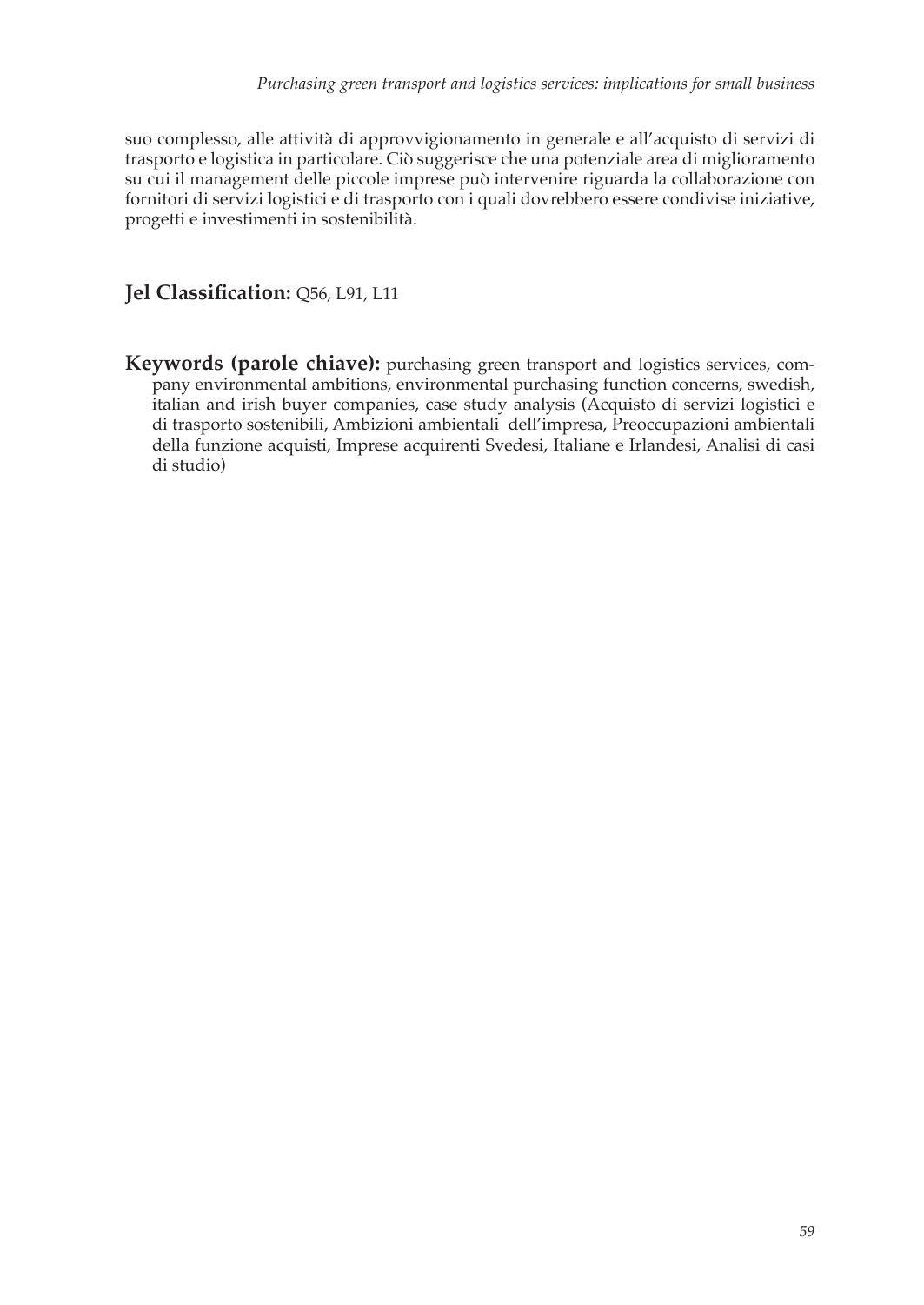suo complesso, alle attività di approvvigionamento in generale e all'acquisto di servizi di trasporto e logistica in particolare. Ciò suggerisce che una potenziale area di miglioramento su cui il management delle piccole imprese può intervenire riguarda la collaborazione con fornitori di servizi logistici e di trasporto con i quali dovrebbero essere condivise iniziative, progetti e investimenti in sostenibilità.

**Jel Classification:** Q56, L91, L11

**Keywords (parole chiave):** purchasing green transport and logistics services, company environmental ambitions, environmental purchasing function concerns, swedish, italian and irish buyer companies, case study analysis (Acquisto di servizi logistici e di trasporto sostenibili, Ambizioni ambientali dell'impresa, Preoccupazioni ambientali della funzione acquisti, Imprese acquirenti Svedesi, Italiane e Irlandesi, Analisi di casi di studio)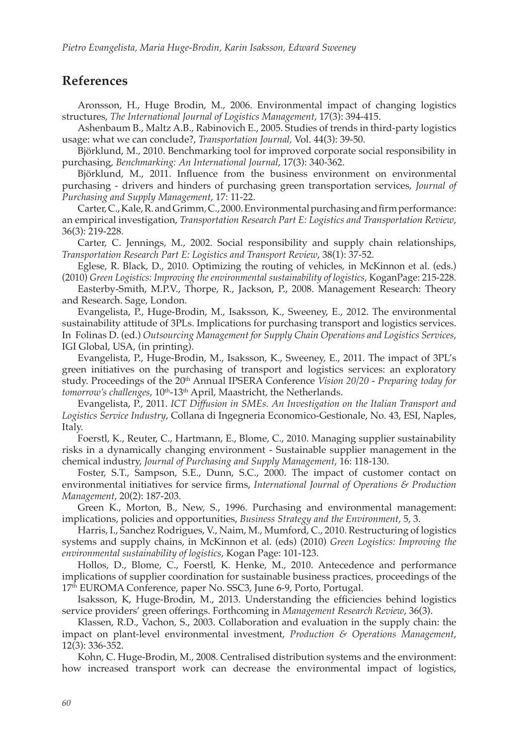## References

Aronsson, H., Huge Brodin, M., 2006. Environmental impact of changing logistics structures, *The International Journal of Logistics Management*, 17(3): 394-415.

Ashenbaum B., Maltz A.B., Rabinovich E., 2005. Studies of trends in third-party logistics usage: what we can conclude?, *Transportation Journal,* Vol. 44(3): 39-50.

Björklund, M., 2010. Benchmarking tool for improved corporate social responsibility in purchasing, *Benchmarking: An International Journal*, 17(3): 340-362.

Björklund, M., 2011. Influence from the business environment on environmental purchasing - drivers and hinders of purchasing green transportation services, *Journal of Purchasing and Supply Management*, 17: 11-22.

Carter, C., Kale, R. and Grimm, C., 2000. Environmental purchasing and firm performance: an empirical investigation, *Transportation Research Part E: Logistics and Transportation Review*, 36(3): 219-228.

Carter, C. Jennings, M., 2002. Social responsibility and supply chain relationships, *Transportation Research Part E: Logistics and Transport Review*, 38(1): 37-52.

Eglese, R. Black, D., 2010. Optimizing the routing of vehicles, in McKinnon et al. (eds.) (2010) *Green Logistics: Improving the environmental sustainability of logistics*, KoganPage: 215-228.

Easterby-Smith, M.P.V., Thorpe, R., Jackson, P., 2008. Management Research: Theory and Research. Sage, London.

Evangelista, P., Huge-Brodin, M., Isaksson, K., Sweeney, E., 2012. The environmental sustainability attitude of 3PLs. Implications for purchasing transport and logistics services. In Folinas D. (ed.) *Outsourcing Management for Supply Chain Operations and Logistics Services*, IGI Global, USA, (in printing).

Evangelista, P., Huge-Brodin, M., Isaksson, K., Sweeney, E., 2011. The impact of 3PL's green initiatives on the purchasing of transport and logistics services: an exploratory study. Proceedings of the 20th Annual IPSERA Conference *Vision 20/20 - Preparing today for tomorrow's challenges*, 10th-13th April, Maastricht, the Netherlands.

Evangelista, P., 2011. *ICT Diffusion in SMEs. An Investigation on the Italian Transport and Logistics Service Industry*, Collana di Ingegneria Economico-Gestionale, No. 43, ESI, Naples, Italy.

Foerstl, K., Reuter, C., Hartmann, E., Blome, C., 2010. Managing supplier sustainability risks in a dynamically changing environment - Sustainable supplier management in the chemical industry, *Journal of Purchasing and Supply Management*, 16: 118-130.

Foster, S.T., Sampson, S.E., Dunn, S.C., 2000. The impact of customer contact on environmental initiatives for service firms, *International Journal of Operations & Production Management*, 20(2): 187-203.

Green K., Morton, B., New, S., 1996. Purchasing and environmental management: implications, policies and opportunities, *Business Strategy and the Environment*, 5, 3.

Harris, I., Sanchez Rodrigues, V., Naim, M., Mumford, C., 2010. Restructuring of logistics systems and supply chains, in McKinnon et al. (eds) (2010) *Green Logistics: Improving the environmental sustainability of logistics*, Kogan Page: 101-123.

Hollos, D., Blome, C., Foerstl, K. Henke, M., 2010. Antecedence and performance implications of supplier coordination for sustainable business practices, proceedings of the 17th EUROMA Conference, paper No. SSC3, June 6-9, Porto, Portugal.

Isaksson, K, Huge-Brodin, M., 2013. Understanding the efficiencies behind logistics service providers' green offerings. Forthcoming in *Management Research Review*, 36(3).

Klassen, R.D., Vachon, S., 2003. Collaboration and evaluation in the supply chain: the impact on plant-level environmental investment, *Production & Operations Management*, 12(3): 336-352.

Kohn, C. Huge-Brodin, M., 2008. Centralised distribution systems and the environment: how increased transport work can decrease the environmental impact of logistics,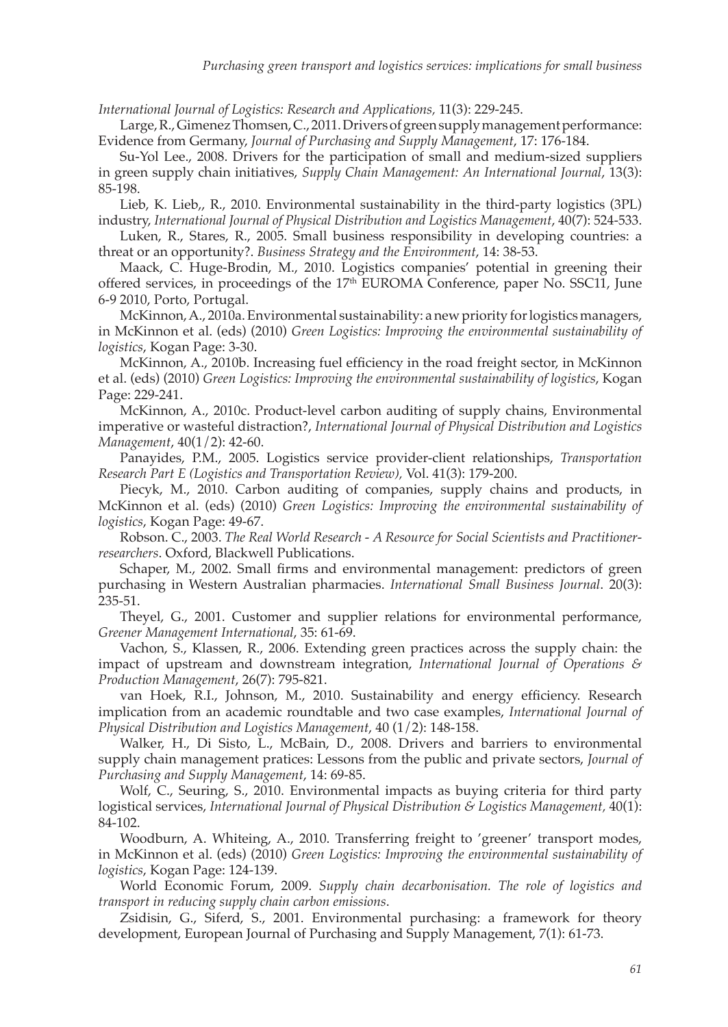*International Journal of Logistics: Research and Applications,* 11(3): 229-245.

Large, R., Gimenez Thomsen, C., 2011. Drivers of green supply management performance: Evidence from Germany, *Journal of Purchasing and Supply Management*, 17: 176-184.

Su-Yol Lee., 2008. Drivers for the participation of small and medium-sized suppliers in green supply chain initiatives, *Supply Chain Management: An International Journal*, 13(3): 85-198.

Lieb, K. Lieb,, R., 2010. Environmental sustainability in the third-party logistics (3PL) industry, *International Journal of Physical Distribution and Logistics Management*, 40(7): 524-533.

Luken, R., Stares, R., 2005. Small business responsibility in developing countries: a threat or an opportunity?. *Business Strategy and the Environment*, 14: 38-53.

Maack, C. Huge-Brodin, M., 2010. Logistics companies' potential in greening their offered services, in proceedings of the 17th EUROMA Conference, paper No. SSC11, June 6-9 2010, Porto, Portugal.

McKinnon, A., 2010a. Environmental sustainability: a new priority for logistics managers, in McKinnon et al. (eds) (2010) *Green Logistics: Improving the environmental sustainability of logistics*, Kogan Page: 3-30.

McKinnon, A., 2010b. Increasing fuel efficiency in the road freight sector, in McKinnon et al. (eds) (2010) *Green Logistics: Improving the environmental sustainability of logistics*, Kogan Page: 229-241.

McKinnon, A., 2010c. Product-level carbon auditing of supply chains, Environmental imperative or wasteful distraction?, *International Journal of Physical Distribution and Logistics Management*, 40(1/2): 42-60.

Panayides, P.M., 2005. Logistics service provider-client relationships, *Transportation Research Part E (Logistics and Transportation Review),* Vol. 41(3): 179-200.

Piecyk, M., 2010. Carbon auditing of companies, supply chains and products, in McKinnon et al. (eds) (2010) *Green Logistics: Improving the environmental sustainability of logistics*, Kogan Page: 49-67.

Robson. C., 2003. *The Real World Research - A Resource for Social Scientists and Practitioner-researchers*. Oxford, Blackwell Publications.

Schaper, M., 2002. Small firms and environmental management: predictors of green purchasing in Western Australian pharmacies. *International Small Business Journal*. 20(3): 235-51.

Theyel, G., 2001. Customer and supplier relations for environmental performance, *Greener Management International*, 35: 61-69.

Vachon, S., Klassen, R., 2006. Extending green practices across the supply chain: the impact of upstream and downstream integration, *International Journal of Operations & Production Management*, 26(7): 795-821.

van Hoek, R.I., Johnson, M., 2010. Sustainability and energy efficiency. Research implication from an academic roundtable and two case examples, *International Journal of Physical Distribution and Logistics Management*, 40 (1/2): 148-158.

Walker, H., Di Sisto, L., McBain, D., 2008. Drivers and barriers to environmental supply chain management pratices: Lessons from the public and private sectors, *Journal of Purchasing and Supply Management*, 14: 69-85.

Wolf, C., Seuring, S., 2010. Environmental impacts as buying criteria for third party logistical services, *International Journal of Physical Distribution & Logistics Management,* 40(1): 84-102.

Woodburn, A. Whiteing, A., 2010. Transferring freight to 'greener' transport modes, in McKinnon et al. (eds) (2010) *Green Logistics: Improving the environmental sustainability of logistics*, Kogan Page: 124-139.

World Economic Forum, 2009. *Supply chain decarbonisation. The role of logistics and transport in reducing supply chain carbon emissions*.

Zsidisin, G., Siferd, S., 2001. Environmental purchasing: a framework for theory development, European Journal of Purchasing and Supply Management, 7(1): 61-73.